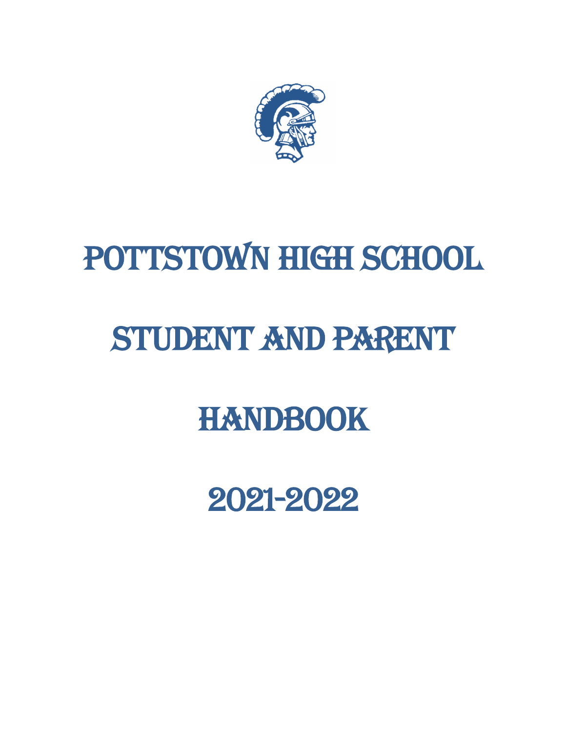# POTTSTOWN HIGH SCHOOL

# STUDENT AND PARENT

# HANDBOOK

# 2021-2022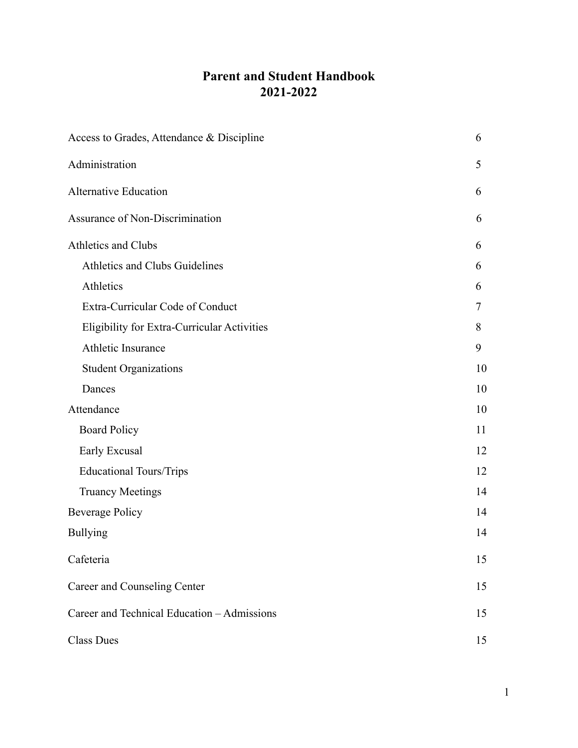# Parent and Student Handbook
# 2021-2022

| | |
|---|---|
| Access to Grades, Attendance & Discipline | 6 |
| Administration | 5 |
| Alternative Education | 6 |
| Assurance of Non-Discrimination | 6 |
| Athletics and Clubs | 6 |
| Athletics and Clubs Guidelines | 6 |
| Athletics | 6 |
| Extra-Curricular Code of Conduct | 7 |
| Eligibility for Extra-Curricular Activities | 8 |
| Athletic Insurance | 9 |
| Student Organizations | 10 |
| Dances | 10 |
| Attendance | 10 |
| Board Policy | 11 |
| Early Excusal | 12 |
| Educational Tours/Trips | 12 |
| Truancy Meetings | 14 |
| Beverage Policy | 14 |
| Bullying | 14 |
| Cafeteria | 15 |
| Career and Counseling Center | 15 |
| Career and Technical Education – Admissions | 15 |
| Class Dues | 15 |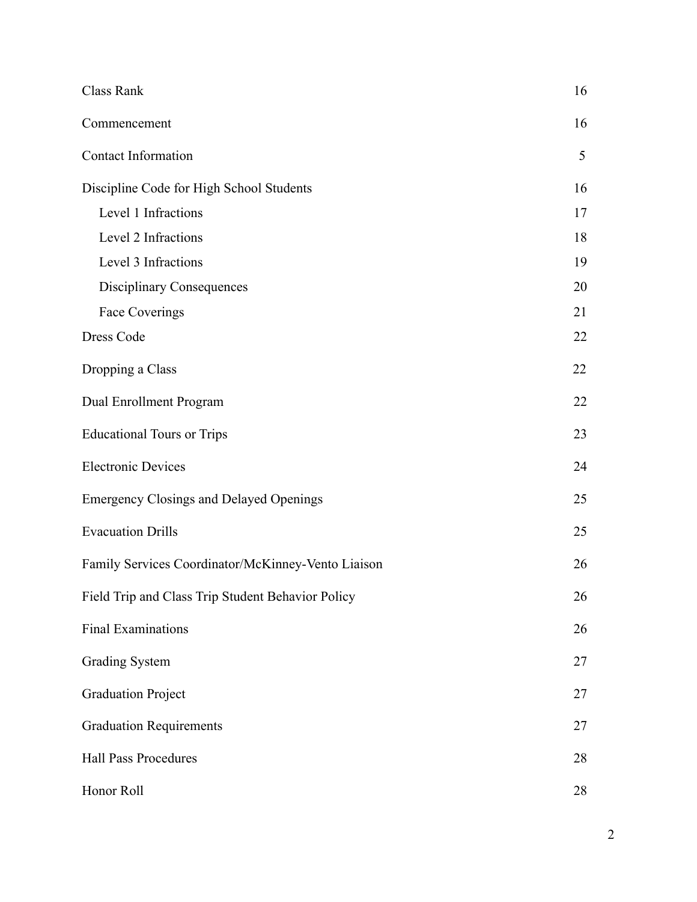| | |
|---|---|
| Class Rank | 16 |
| Commencement | 16 |
| Contact Information | 5 |
| Discipline Code for High School Students | 16 |
| Level 1 Infractions | 17 |
| Level 2 Infractions | 18 |
| Level 3 Infractions | 19 |
| Disciplinary Consequences | 20 |
| Face Coverings | 21 |
| Dress Code | 22 |
| Dropping a Class | 22 |
| Dual Enrollment Program | 22 |
| Educational Tours or Trips | 23 |
| Electronic Devices | 24 |
| Emergency Closings and Delayed Openings | 25 |
| Evacuation Drills | 25 |
| Family Services Coordinator/McKinney-Vento Liaison | 26 |
| Field Trip and Class Trip Student Behavior Policy | 26 |
| Final Examinations | 26 |
| Grading System | 27 |
| Graduation Project | 27 |
| Graduation Requirements | 27 |
| Hall Pass Procedures | 28 |
| Honor Roll | 28 |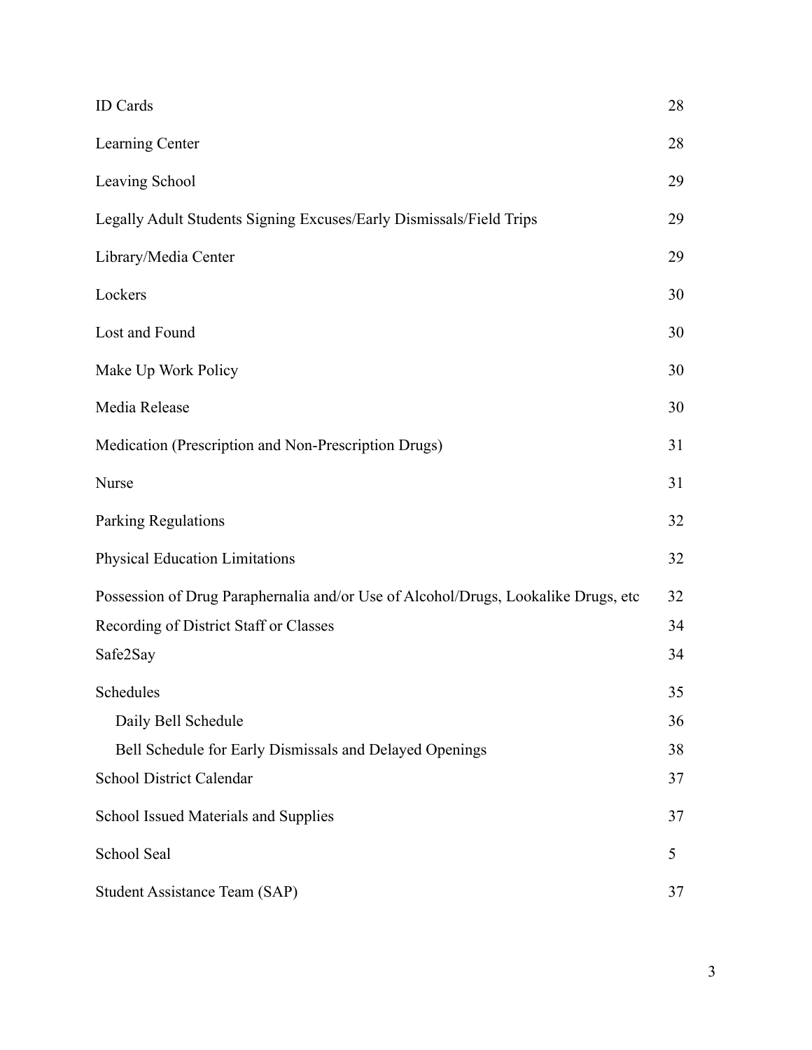| | |
|---|---|
| ID Cards | 28 |
| Learning Center | 28 |
| Leaving School | 29 |
| Legally Adult Students Signing Excuses/Early Dismissals/Field Trips | 29 |
| Library/Media Center | 29 |
| Lockers | 30 |
| Lost and Found | 30 |
| Make Up Work Policy | 30 |
| Media Release | 30 |
| Medication (Prescription and Non-Prescription Drugs) | 31 |
| Nurse | 31 |
| Parking Regulations | 32 |
| Physical Education Limitations | 32 |
| Possession of Drug Paraphernalia and/or Use of Alcohol/Drugs, Lookalike Drugs, etc | 32 |
| Recording of District Staff or Classes | 34 |
| Safe2Say | 34 |
| Schedules | 35 |
| &nbsp;&nbsp;&nbsp;&nbsp;Daily Bell Schedule | 36 |
| &nbsp;&nbsp;&nbsp;&nbsp;Bell Schedule for Early Dismissals and Delayed Openings | 38 |
| School District Calendar | 37 |
| School Issued Materials and Supplies | 37 |
| School Seal | 5 |
| Student Assistance Team (SAP) | 37 |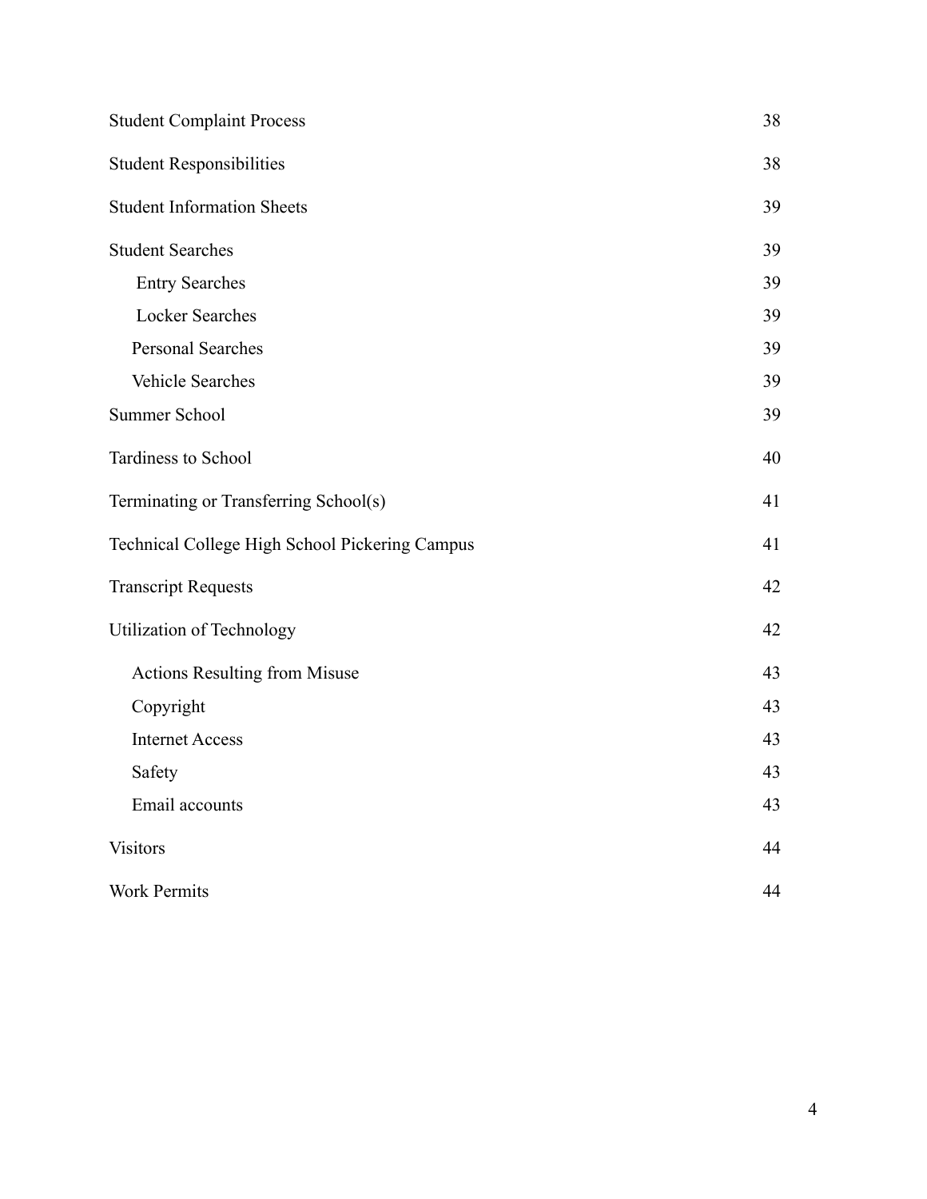| | |
|---|---|
| Student Complaint Process | 38 |
| Student Responsibilities | 38 |
| Student Information Sheets | 39 |
| Student Searches | 39 |
| Entry Searches | 39 |
| Locker Searches | 39 |
| Personal Searches | 39 |
| Vehicle Searches | 39 |
| Summer School | 39 |
| Tardiness to School | 40 |
| Terminating or Transferring School(s) | 41 |
| Technical College High School Pickering Campus | 41 |
| Transcript Requests | 42 |
| Utilization of Technology | 42 |
| Actions Resulting from Misuse | 43 |
| Copyright | 43 |
| Internet Access | 43 |
| Safety | 43 |
| Email accounts | 43 |
| Visitors | 44 |
| Work Permits | 44 |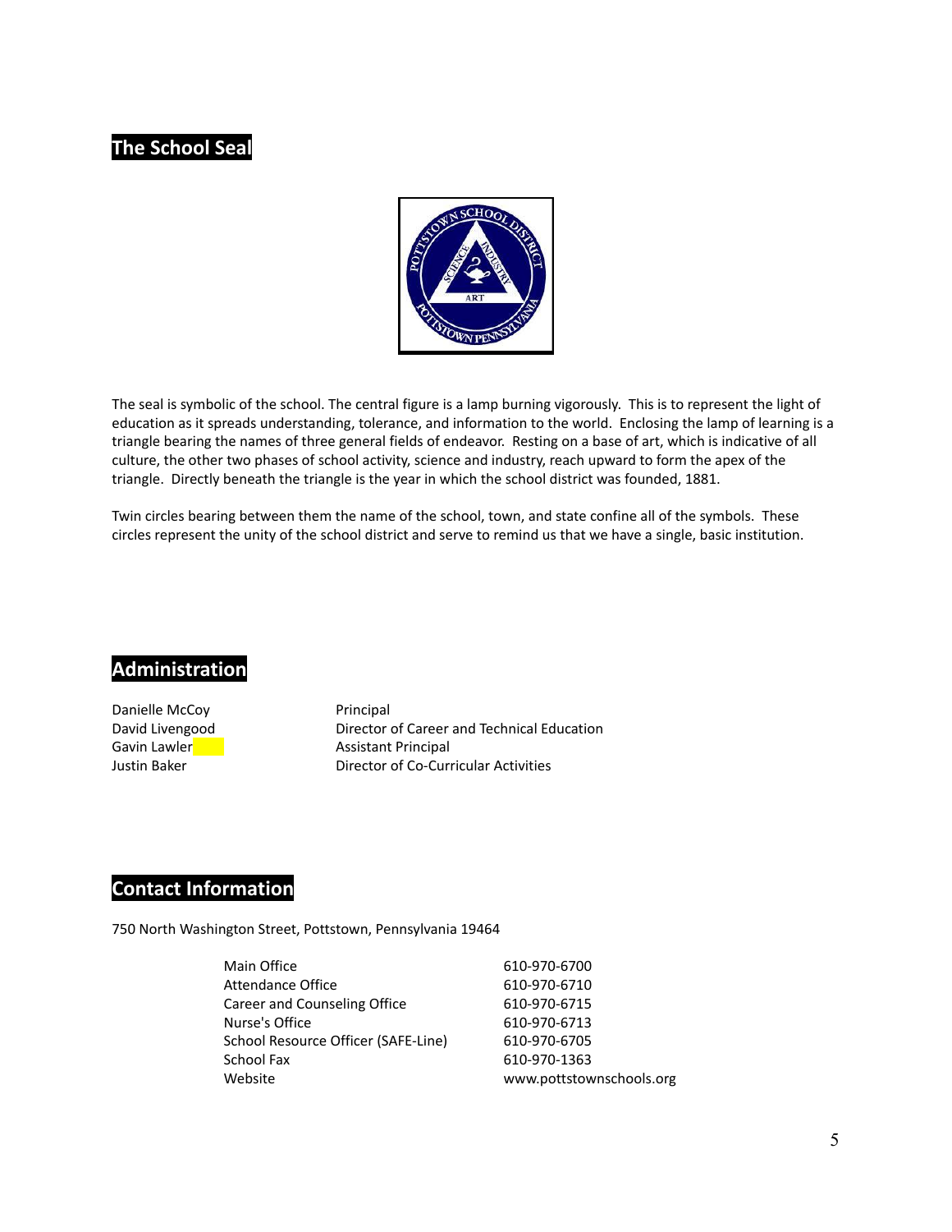## The School Seal

The seal is symbolic of the school. The central figure is a lamp burning vigorously. This is to represent the light of education as it spreads understanding, tolerance, and information to the world. Enclosing the lamp of learning is a triangle bearing the names of three general fields of endeavor. Resting on a base of art, which is indicative of all culture, the other two phases of school activity, science and industry, reach upward to form the apex of the triangle. Directly beneath the triangle is the year in which the school district was founded, 1881.

Twin circles bearing between them the name of the school, town, and state confine all of the symbols. These circles represent the unity of the school district and serve to remind us that we have a single, basic institution.

## Administration

| | |
|---|---|
| Danielle McCoy | Principal |
| David Livengood | Director of Career and Technical Education |
| Gavin Lawler | Assistant Principal |
| Justin Baker | Director of Co-Curricular Activities |

## Contact Information

750 North Washington Street, Pottstown, Pennsylvania 19464

| | |
|---|---|
| Main Office | 610-970-6700 |
| Attendance Office | 610-970-6710 |
| Career and Counseling Office | 610-970-6715 |
| Nurse's Office | 610-970-6713 |
| School Resource Officer (SAFE-Line) | 610-970-6705 |
| School Fax | 610-970-1363 |
| Website | www.pottstownschools.org |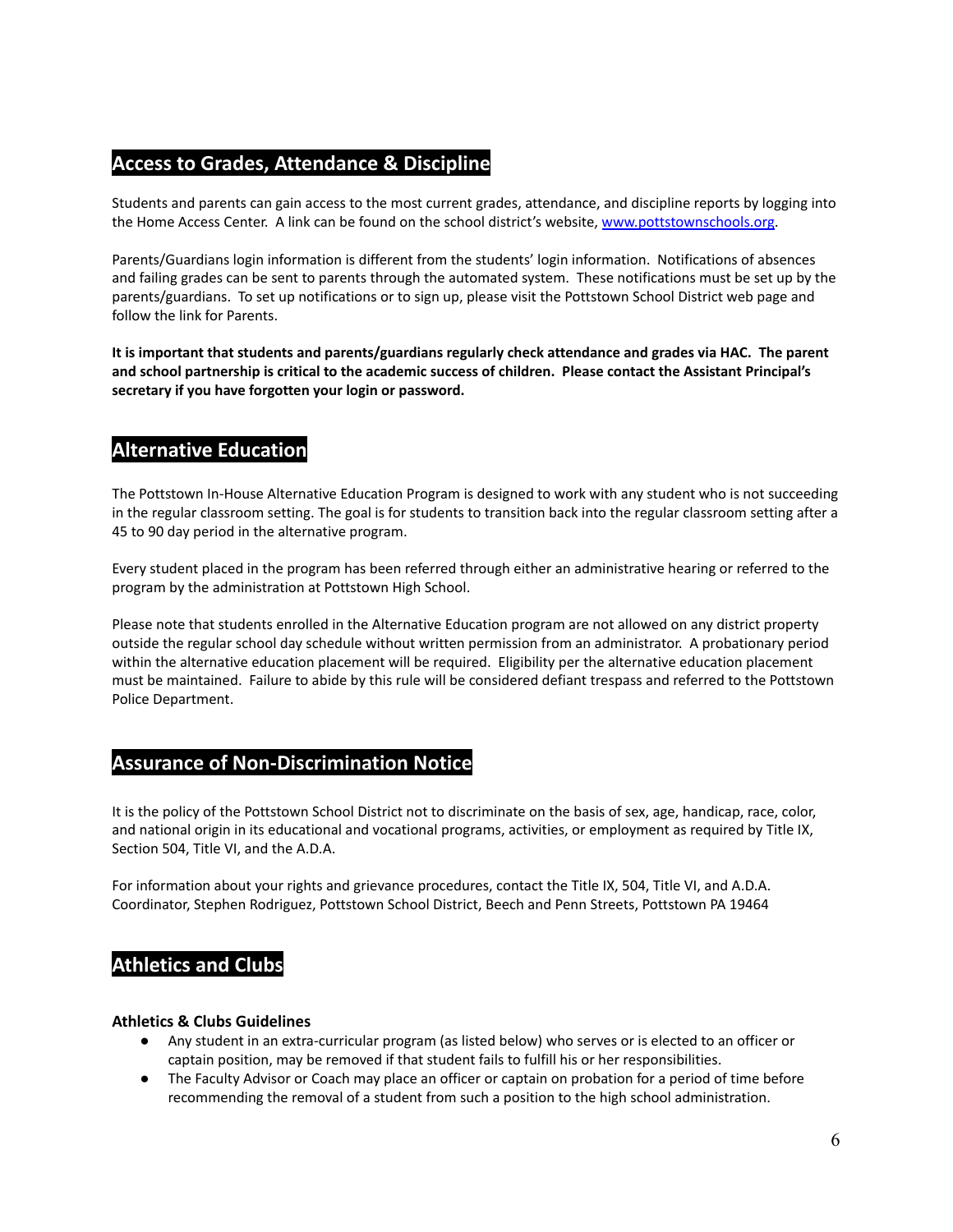## Access to Grades, Attendance & Discipline

Students and parents can gain access to the most current grades, attendance, and discipline reports by logging into the Home Access Center. A link can be found on the school district's website, [www.pottstownschools.org](http://www.pottstownschools.org).

Parents/Guardians login information is different from the students' login information. Notifications of absences and failing grades can be sent to parents through the automated system. These notifications must be set up by the parents/guardians. To set up notifications or to sign up, please visit the Pottstown School District web page and follow the link for Parents.

**It is important that students and parents/guardians regularly check attendance and grades via HAC. The parent and school partnership is critical to the academic success of children. Please contact the Assistant Principal's secretary if you have forgotten your login or password.**

## Alternative Education

The Pottstown In-House Alternative Education Program is designed to work with any student who is not succeeding in the regular classroom setting. The goal is for students to transition back into the regular classroom setting after a 45 to 90 day period in the alternative program.

Every student placed in the program has been referred through either an administrative hearing or referred to the program by the administration at Pottstown High School.

Please note that students enrolled in the Alternative Education program are not allowed on any district property outside the regular school day schedule without written permission from an administrator. A probationary period within the alternative education placement will be required. Eligibility per the alternative education placement must be maintained. Failure to abide by this rule will be considered defiant trespass and referred to the Pottstown Police Department.

## Assurance of Non-Discrimination Notice

It is the policy of the Pottstown School District not to discriminate on the basis of sex, age, handicap, race, color, and national origin in its educational and vocational programs, activities, or employment as required by Title IX, Section 504, Title VI, and the A.D.A.

For information about your rights and grievance procedures, contact the Title IX, 504, Title VI, and A.D.A. Coordinator, Stephen Rodriguez, Pottstown School District, Beech and Penn Streets, Pottstown PA 19464

## Athletics and Clubs

### Athletics & Clubs Guidelines

- Any student in an extra-curricular program (as listed below) who serves or is elected to an officer or captain position, may be removed if that student fails to fulfill his or her responsibilities.
- The Faculty Advisor or Coach may place an officer or captain on probation for a period of time before recommending the removal of a student from such a position to the high school administration.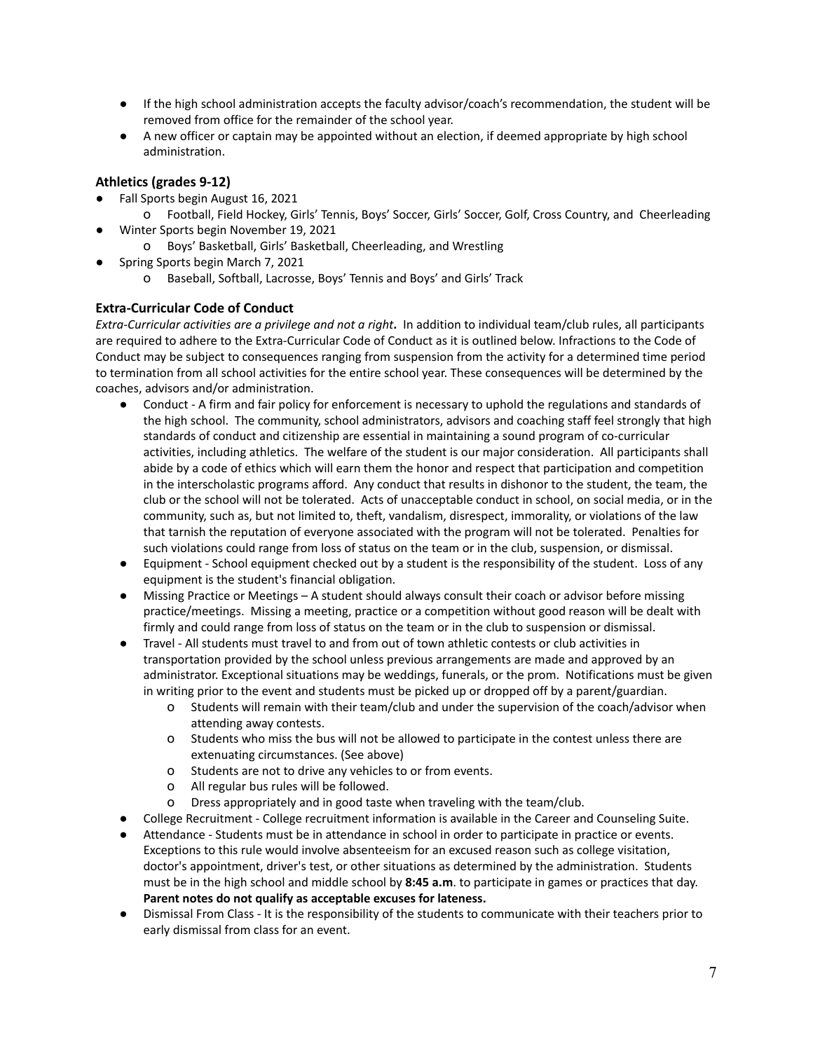- If the high school administration accepts the faculty advisor/coach's recommendation, the student will be removed from office for the remainder of the school year.
- A new officer or captain may be appointed without an election, if deemed appropriate by high school administration.

### Athletics (grades 9-12)

- Fall Sports begin August 16, 2021
    - Football, Field Hockey, Girls' Tennis, Boys' Soccer, Girls' Soccer, Golf, Cross Country, and Cheerleading
- Winter Sports begin November 19, 2021
    - Boys' Basketball, Girls' Basketball, Cheerleading, and Wrestling
- Spring Sports begin March 7, 2021
    - Baseball, Softball, Lacrosse, Boys' Tennis and Boys' and Girls' Track

### Extra-Curricular Code of Conduct

*Extra-Curricular activities are a privilege and not a right***.** In addition to individual team/club rules, all participants are required to adhere to the Extra-Curricular Code of Conduct as it is outlined below. Infractions to the Code of Conduct may be subject to consequences ranging from suspension from the activity for a determined time period to termination from all school activities for the entire school year. These consequences will be determined by the coaches, advisors and/or administration.

- Conduct - A firm and fair policy for enforcement is necessary to uphold the regulations and standards of the high school. The community, school administrators, advisors and coaching staff feel strongly that high standards of conduct and citizenship are essential in maintaining a sound program of co-curricular activities, including athletics. The welfare of the student is our major consideration. All participants shall abide by a code of ethics which will earn them the honor and respect that participation and competition in the interscholastic programs afford. Any conduct that results in dishonor to the student, the team, the club or the school will not be tolerated. Acts of unacceptable conduct in school, on social media, or in the community, such as, but not limited to, theft, vandalism, disrespect, immorality, or violations of the law that tarnish the reputation of everyone associated with the program will not be tolerated. Penalties for such violations could range from loss of status on the team or in the club, suspension, or dismissal.
- Equipment - School equipment checked out by a student is the responsibility of the student. Loss of any equipment is the student's financial obligation.
- Missing Practice or Meetings – A student should always consult their coach or advisor before missing practice/meetings. Missing a meeting, practice or a competition without good reason will be dealt with firmly and could range from loss of status on the team or in the club to suspension or dismissal.
- Travel - All students must travel to and from out of town athletic contests or club activities in transportation provided by the school unless previous arrangements are made and approved by an administrator. Exceptional situations may be weddings, funerals, or the prom. Notifications must be given in writing prior to the event and students must be picked up or dropped off by a parent/guardian.
    - Students will remain with their team/club and under the supervision of the coach/advisor when attending away contests.
    - Students who miss the bus will not be allowed to participate in the contest unless there are extenuating circumstances. (See above)
    - Students are not to drive any vehicles to or from events.
    - All regular bus rules will be followed.
    - Dress appropriately and in good taste when traveling with the team/club.
- College Recruitment - College recruitment information is available in the Career and Counseling Suite.
- Attendance - Students must be in attendance in school in order to participate in practice or events. Exceptions to this rule would involve absenteeism for an excused reason such as college visitation, doctor's appointment, driver's test, or other situations as determined by the administration. Students must be in the high school and middle school by **8:45 a.m**. to participate in games or practices that day. **Parent notes do not qualify as acceptable excuses for lateness.**
- Dismissal From Class - It is the responsibility of the students to communicate with their teachers prior to early dismissal from class for an event.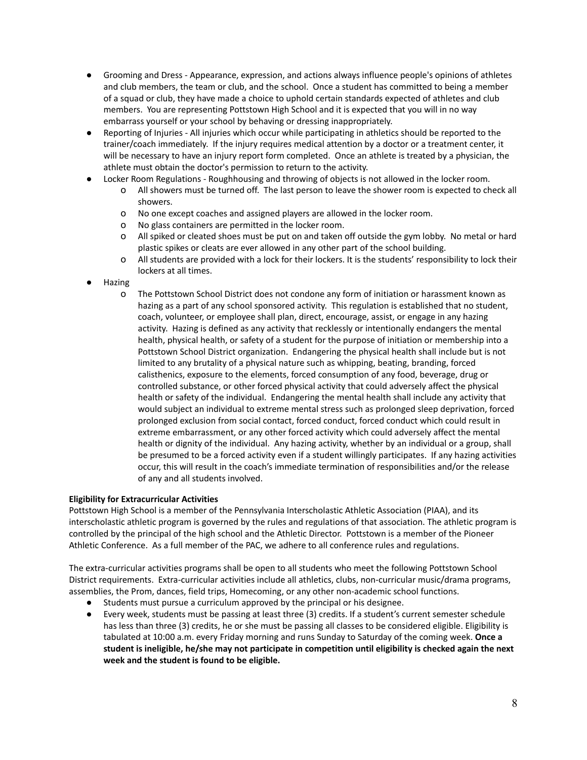- Grooming and Dress - Appearance, expression, and actions always influence people's opinions of athletes and club members, the team or club, and the school. Once a student has committed to being a member of a squad or club, they have made a choice to uphold certain standards expected of athletes and club members. You are representing Pottstown High School and it is expected that you will in no way embarrass yourself or your school by behaving or dressing inappropriately.
- Reporting of Injuries - All injuries which occur while participating in athletics should be reported to the trainer/coach immediately. If the injury requires medical attention by a doctor or a treatment center, it will be necessary to have an injury report form completed. Once an athlete is treated by a physician, the athlete must obtain the doctor's permission to return to the activity.
- Locker Room Regulations - Roughhousing and throwing of objects is not allowed in the locker room.
    - All showers must be turned off. The last person to leave the shower room is expected to check all showers.
    - No one except coaches and assigned players are allowed in the locker room.
    - No glass containers are permitted in the locker room.
    - All spiked or cleated shoes must be put on and taken off outside the gym lobby. No metal or hard plastic spikes or cleats are ever allowed in any other part of the school building.
    - All students are provided with a lock for their lockers. It is the students' responsibility to lock their lockers at all times.
- Hazing
    - The Pottstown School District does not condone any form of initiation or harassment known as hazing as a part of any school sponsored activity. This regulation is established that no student, coach, volunteer, or employee shall plan, direct, encourage, assist, or engage in any hazing activity. Hazing is defined as any activity that recklessly or intentionally endangers the mental health, physical health, or safety of a student for the purpose of initiation or membership into a Pottstown School District organization. Endangering the physical health shall include but is not limited to any brutality of a physical nature such as whipping, beating, branding, forced calisthenics, exposure to the elements, forced consumption of any food, beverage, drug or controlled substance, or other forced physical activity that could adversely affect the physical health or safety of the individual. Endangering the mental health shall include any activity that would subject an individual to extreme mental stress such as prolonged sleep deprivation, forced prolonged exclusion from social contact, forced conduct, forced conduct which could result in extreme embarrassment, or any other forced activity which could adversely affect the mental health or dignity of the individual. Any hazing activity, whether by an individual or a group, shall be presumed to be a forced activity even if a student willingly participates. If any hazing activities occur, this will result in the coach's immediate termination of responsibilities and/or the release of any and all students involved.

**Eligibility for Extracurricular Activities**

Pottstown High School is a member of the Pennsylvania Interscholastic Athletic Association (PIAA), and its interscholastic athletic program is governed by the rules and regulations of that association. The athletic program is controlled by the principal of the high school and the Athletic Director. Pottstown is a member of the Pioneer Athletic Conference. As a full member of the PAC, we adhere to all conference rules and regulations.

The extra-curricular activities programs shall be open to all students who meet the following Pottstown School District requirements. Extra-curricular activities include all athletics, clubs, non-curricular music/drama programs, assemblies, the Prom, dances, field trips, Homecoming, or any other non-academic school functions.

- Students must pursue a curriculum approved by the principal or his designee.
- Every week, students must be passing at least three (3) credits. If a student's current semester schedule has less than three (3) credits, he or she must be passing all classes to be considered eligible. Eligibility is tabulated at 10:00 a.m. every Friday morning and runs Sunday to Saturday of the coming week. **Once a student is ineligible, he/she may not participate in competition until eligibility is checked again the next week and the student is found to be eligible.**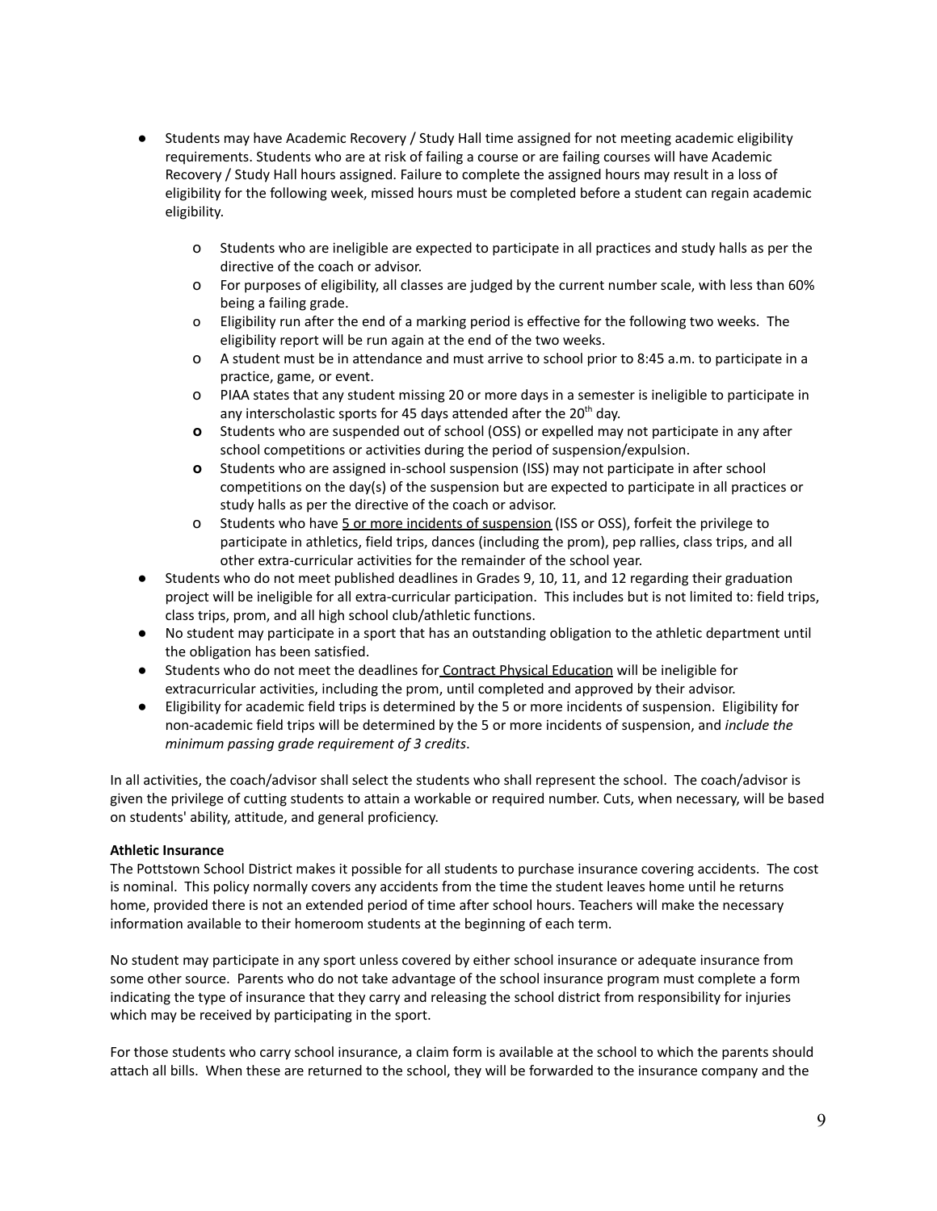- Students may have Academic Recovery / Study Hall time assigned for not meeting academic eligibility requirements. Students who are at risk of failing a course or are failing courses will have Academic Recovery / Study Hall hours assigned. Failure to complete the assigned hours may result in a loss of eligibility for the following week, missed hours must be completed before a student can regain academic eligibility.
  - Students who are ineligible are expected to participate in all practices and study halls as per the directive of the coach or advisor.
  - For purposes of eligibility, all classes are judged by the current number scale, with less than 60% being a failing grade.
  - Eligibility run after the end of a marking period is effective for the following two weeks. The eligibility report will be run again at the end of the two weeks.
  - A student must be in attendance and must arrive to school prior to 8:45 a.m. to participate in a practice, game, or event.
  - PIAA states that any student missing 20 or more days in a semester is ineligible to participate in any interscholastic sports for 45 days attended after the 20th day.
  - Students who are suspended out of school (OSS) or expelled may not participate in any after school competitions or activities during the period of suspension/expulsion.
  - Students who are assigned in-school suspension (ISS) may not participate in after school competitions on the day(s) of the suspension but are expected to participate in all practices or study halls as per the directive of the coach or advisor.
  - Students who have 5 or more incidents of suspension (ISS or OSS), forfeit the privilege to participate in athletics, field trips, dances (including the prom), pep rallies, class trips, and all other extra-curricular activities for the remainder of the school year.
- Students who do not meet published deadlines in Grades 9, 10, 11, and 12 regarding their graduation project will be ineligible for all extra-curricular participation. This includes but is not limited to: field trips, class trips, prom, and all high school club/athletic functions.
- No student may participate in a sport that has an outstanding obligation to the athletic department until the obligation has been satisfied.
- Students who do not meet the deadlines for Contract Physical Education will be ineligible for extracurricular activities, including the prom, until completed and approved by their advisor.
- Eligibility for academic field trips is determined by the 5 or more incidents of suspension. Eligibility for non-academic field trips will be determined by the 5 or more incidents of suspension, and *include the minimum passing grade requirement of 3 credits*.

In all activities, the coach/advisor shall select the students who shall represent the school. The coach/advisor is given the privilege of cutting students to attain a workable or required number. Cuts, when necessary, will be based on students' ability, attitude, and general proficiency.

**Athletic Insurance**

The Pottstown School District makes it possible for all students to purchase insurance covering accidents. The cost is nominal. This policy normally covers any accidents from the time the student leaves home until he returns home, provided there is not an extended period of time after school hours. Teachers will make the necessary information available to their homeroom students at the beginning of each term.

No student may participate in any sport unless covered by either school insurance or adequate insurance from some other source. Parents who do not take advantage of the school insurance program must complete a form indicating the type of insurance that they carry and releasing the school district from responsibility for injuries which may be received by participating in the sport.

For those students who carry school insurance, a claim form is available at the school to which the parents should attach all bills. When these are returned to the school, they will be forwarded to the insurance company and the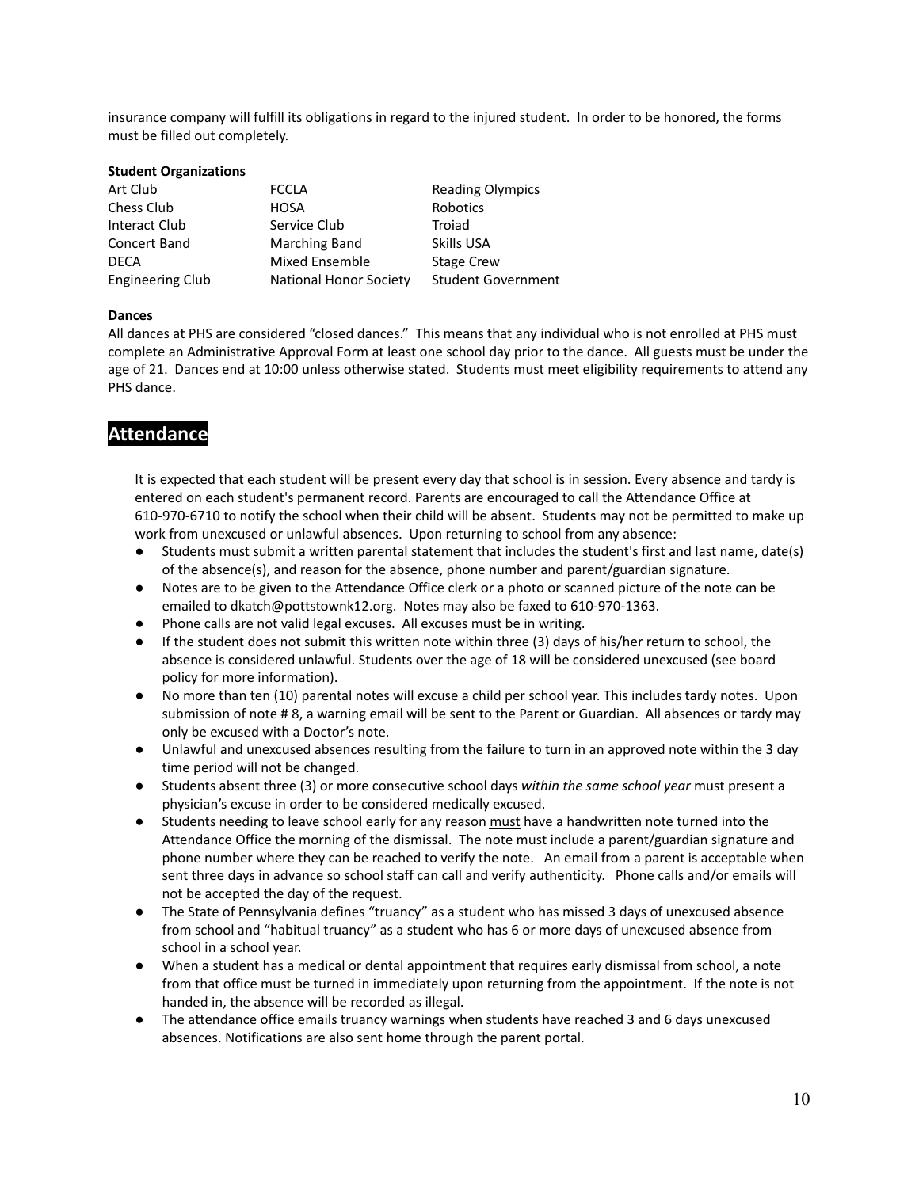insurance company will fulfill its obligations in regard to the injured student. In order to be honored, the forms must be filled out completely.

**Student Organizations**

| | | |
|---|---|---|
| Art Club | FCCLA | Reading Olympics |
| Chess Club | HOSA | Robotics |
| Interact Club | Service Club | Troiad |
| Concert Band | Marching Band | Skills USA |
| DECA | Mixed Ensemble | Stage Crew |
| Engineering Club | National Honor Society | Student Government |

**Dances**

All dances at PHS are considered "closed dances." This means that any individual who is not enrolled at PHS must complete an Administrative Approval Form at least one school day prior to the dance. All guests must be under the age of 21. Dances end at 10:00 unless otherwise stated. Students must meet eligibility requirements to attend any PHS dance.

## Attendance

It is expected that each student will be present every day that school is in session. Every absence and tardy is entered on each student's permanent record. Parents are encouraged to call the Attendance Office at 610-970-6710 to notify the school when their child will be absent. Students may not be permitted to make up work from unexcused or unlawful absences. Upon returning to school from any absence:

- Students must submit a written parental statement that includes the student's first and last name, date(s) of the absence(s), and reason for the absence, phone number and parent/guardian signature.
- Notes are to be given to the Attendance Office clerk or a photo or scanned picture of the note can be emailed to dkatch@pottstownk12.org. Notes may also be faxed to 610-970-1363.
- Phone calls are not valid legal excuses. All excuses must be in writing.
- If the student does not submit this written note within three (3) days of his/her return to school, the absence is considered unlawful. Students over the age of 18 will be considered unexcused (see board policy for more information).
- No more than ten (10) parental notes will excuse a child per school year. This includes tardy notes. Upon submission of note # 8, a warning email will be sent to the Parent or Guardian. All absences or tardy may only be excused with a Doctor's note.
- Unlawful and unexcused absences resulting from the failure to turn in an approved note within the 3 day time period will not be changed.
- Students absent three (3) or more consecutive school days *within the same school year* must present a physician's excuse in order to be considered medically excused.
- Students needing to leave school early for any reason <u>must</u> have a handwritten note turned into the Attendance Office the morning of the dismissal. The note must include a parent/guardian signature and phone number where they can be reached to verify the note. An email from a parent is acceptable when sent three days in advance so school staff can call and verify authenticity. Phone calls and/or emails will not be accepted the day of the request.
- The State of Pennsylvania defines "truancy" as a student who has missed 3 days of unexcused absence from school and "habitual truancy" as a student who has 6 or more days of unexcused absence from school in a school year.
- When a student has a medical or dental appointment that requires early dismissal from school, a note from that office must be turned in immediately upon returning from the appointment. If the note is not handed in, the absence will be recorded as illegal.
- The attendance office emails truancy warnings when students have reached 3 and 6 days unexcused absences. Notifications are also sent home through the parent portal.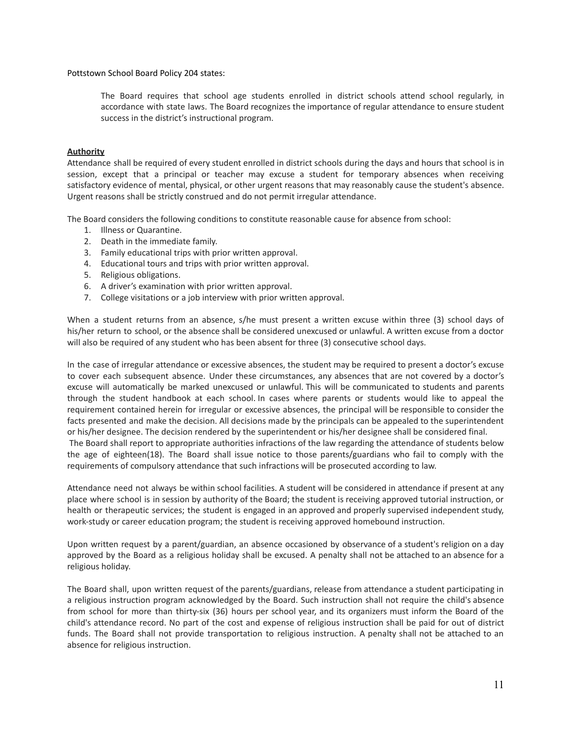Pottstown School Board Policy 204 states:

> The Board requires that school age students enrolled in district schools attend school regularly, in accordance with state laws. The Board recognizes the importance of regular attendance to ensure student success in the district's instructional program.

**Authority**

Attendance shall be required of every student enrolled in district schools during the days and hours that school is in session, except that a principal or teacher may excuse a student for temporary absences when receiving satisfactory evidence of mental, physical, or other urgent reasons that may reasonably cause the student's absence. Urgent reasons shall be strictly construed and do not permit irregular attendance.

The Board considers the following conditions to constitute reasonable cause for absence from school:

1. Illness or Quarantine.
2. Death in the immediate family.
3. Family educational trips with prior written approval.
4. Educational tours and trips with prior written approval.
5. Religious obligations.
6. A driver's examination with prior written approval.
7. College visitations or a job interview with prior written approval.

When a student returns from an absence, s/he must present a written excuse within three (3) school days of his/her return to school, or the absence shall be considered unexcused or unlawful. A written excuse from a doctor will also be required of any student who has been absent for three (3) consecutive school days.

In the case of irregular attendance or excessive absences, the student may be required to present a doctor's excuse to cover each subsequent absence. Under these circumstances, any absences that are not covered by a doctor's excuse will automatically be marked unexcused or unlawful. This will be communicated to students and parents through the student handbook at each school. In cases where parents or students would like to appeal the requirement contained herein for irregular or excessive absences, the principal will be responsible to consider the facts presented and make the decision. All decisions made by the principals can be appealed to the superintendent or his/her designee. The decision rendered by the superintendent or his/her designee shall be considered final.
The Board shall report to appropriate authorities infractions of the law regarding the attendance of students below the age of eighteen(18). The Board shall issue notice to those parents/guardians who fail to comply with the requirements of compulsory attendance that such infractions will be prosecuted according to law.

Attendance need not always be within school facilities. A student will be considered in attendance if present at any place where school is in session by authority of the Board; the student is receiving approved tutorial instruction, or health or therapeutic services; the student is engaged in an approved and properly supervised independent study, work-study or career education program; the student is receiving approved homebound instruction.

Upon written request by a parent/guardian, an absence occasioned by observance of a student's religion on a day approved by the Board as a religious holiday shall be excused. A penalty shall not be attached to an absence for a religious holiday.

The Board shall, upon written request of the parents/guardians, release from attendance a student participating in a religious instruction program acknowledged by the Board. Such instruction shall not require the child's absence from school for more than thirty-six (36) hours per school year, and its organizers must inform the Board of the child's attendance record. No part of the cost and expense of religious instruction shall be paid for out of district funds. The Board shall not provide transportation to religious instruction. A penalty shall not be attached to an absence for religious instruction.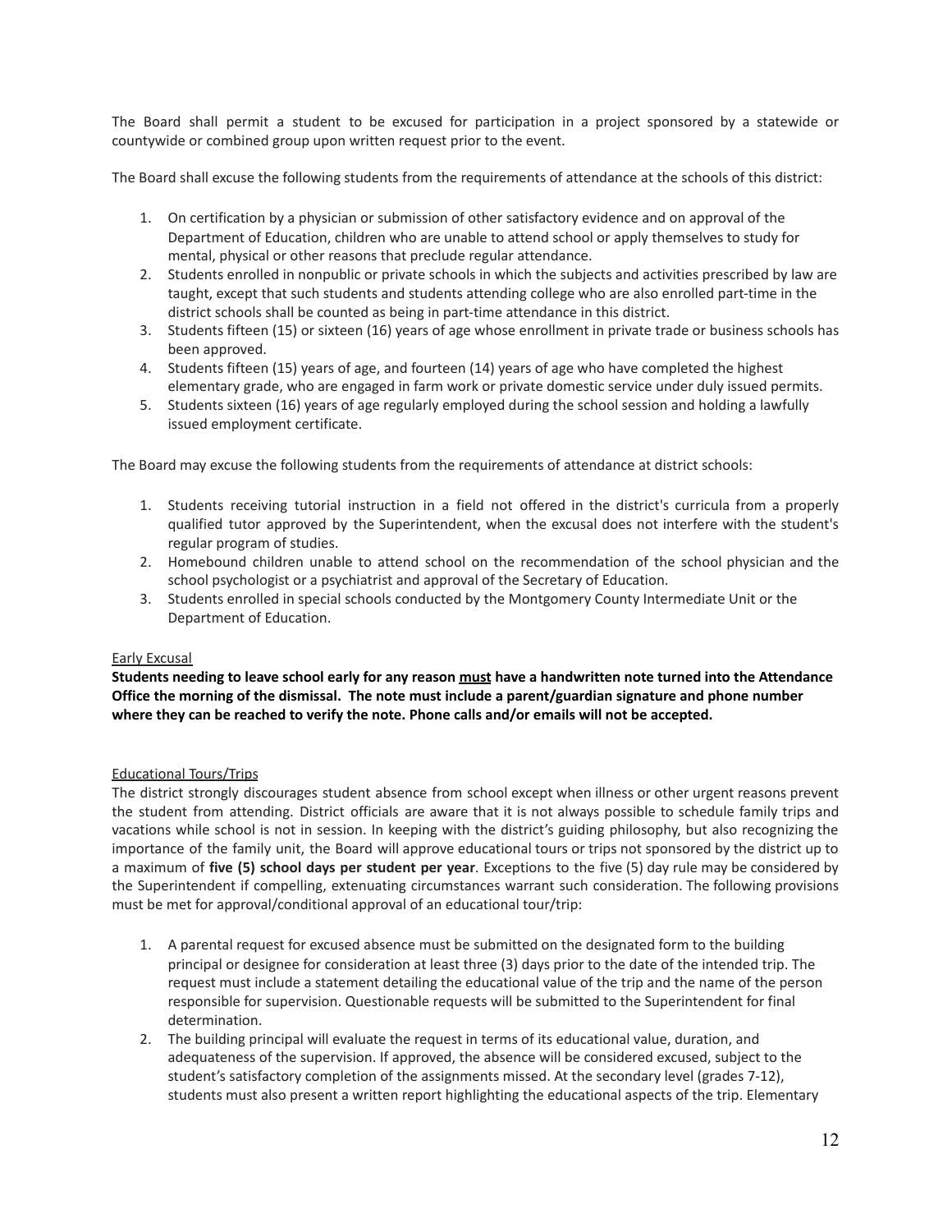The Board shall permit a student to be excused for participation in a project sponsored by a statewide or countywide or combined group upon written request prior to the event.

The Board shall excuse the following students from the requirements of attendance at the schools of this district:

1. On certification by a physician or submission of other satisfactory evidence and on approval of the Department of Education, children who are unable to attend school or apply themselves to study for mental, physical or other reasons that preclude regular attendance.
2. Students enrolled in nonpublic or private schools in which the subjects and activities prescribed by law are taught, except that such students and students attending college who are also enrolled part-time in the district schools shall be counted as being in part-time attendance in this district.
3. Students fifteen (15) or sixteen (16) years of age whose enrollment in private trade or business schools has been approved.
4. Students fifteen (15) years of age, and fourteen (14) years of age who have completed the highest elementary grade, who are engaged in farm work or private domestic service under duly issued permits.
5. Students sixteen (16) years of age regularly employed during the school session and holding a lawfully issued employment certificate.

The Board may excuse the following students from the requirements of attendance at district schools:

1. Students receiving tutorial instruction in a field not offered in the district's curricula from a properly qualified tutor approved by the Superintendent, when the excusal does not interfere with the student's regular program of studies.
2. Homebound children unable to attend school on the recommendation of the school physician and the school psychologist or a psychiatrist and approval of the Secretary of Education.
3. Students enrolled in special schools conducted by the Montgomery County Intermediate Unit or the Department of Education.

<u>Early Excusal</u>

**Students needing to leave school early for any reason <u>must</u> have a handwritten note turned into the Attendance Office the morning of the dismissal. The note must include a parent/guardian signature and phone number where they can be reached to verify the note. Phone calls and/or emails will not be accepted.**

<u>Educational Tours/Trips</u>

The district strongly discourages student absence from school except when illness or other urgent reasons prevent the student from attending. District officials are aware that it is not always possible to schedule family trips and vacations while school is not in session. In keeping with the district's guiding philosophy, but also recognizing the importance of the family unit, the Board will approve educational tours or trips not sponsored by the district up to a maximum of **five (5) school days per student per year**. Exceptions to the five (5) day rule may be considered by the Superintendent if compelling, extenuating circumstances warrant such consideration. The following provisions must be met for approval/conditional approval of an educational tour/trip:

1. A parental request for excused absence must be submitted on the designated form to the building principal or designee for consideration at least three (3) days prior to the date of the intended trip. The request must include a statement detailing the educational value of the trip and the name of the person responsible for supervision. Questionable requests will be submitted to the Superintendent for final determination.
2. The building principal will evaluate the request in terms of its educational value, duration, and adequateness of the supervision. If approved, the absence will be considered excused, subject to the student's satisfactory completion of the assignments missed. At the secondary level (grades 7-12), students must also present a written report highlighting the educational aspects of the trip. Elementary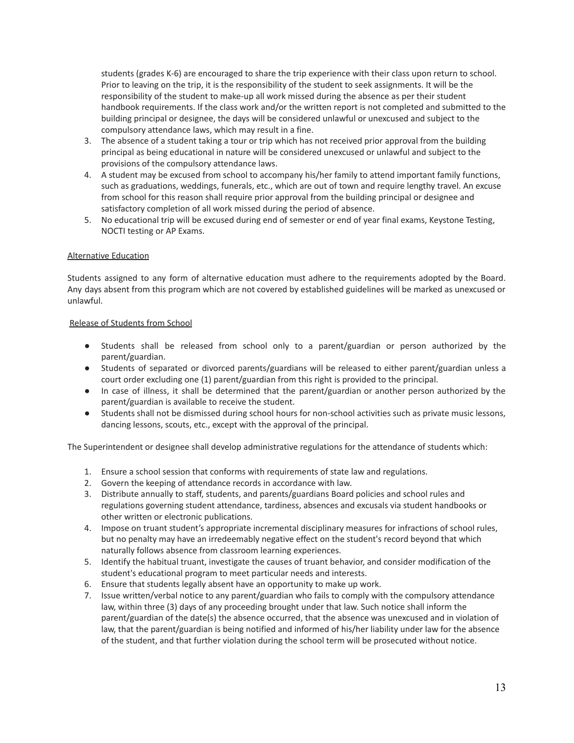students (grades K-6) are encouraged to share the trip experience with their class upon return to school. Prior to leaving on the trip, it is the responsibility of the student to seek assignments. It will be the responsibility of the student to make-up all work missed during the absence as per their student handbook requirements. If the class work and/or the written report is not completed and submitted to the building principal or designee, the days will be considered unlawful or unexcused and subject to the compulsory attendance laws, which may result in a fine.

3. The absence of a student taking a tour or trip which has not received prior approval from the building principal as being educational in nature will be considered unexcused or unlawful and subject to the provisions of the compulsory attendance laws.
4. A student may be excused from school to accompany his/her family to attend important family functions, such as graduations, weddings, funerals, etc., which are out of town and require lengthy travel. An excuse from school for this reason shall require prior approval from the building principal or designee and satisfactory completion of all work missed during the period of absence.
5. No educational trip will be excused during end of semester or end of year final exams, Keystone Testing, NOCTI testing or AP Exams.

<u>Alternative Education</u>

Students assigned to any form of alternative education must adhere to the requirements adopted by the Board. Any days absent from this program which are not covered by established guidelines will be marked as unexcused or unlawful.

<u>Release of Students from School</u>

- Students shall be released from school only to a parent/guardian or person authorized by the parent/guardian.
- Students of separated or divorced parents/guardians will be released to either parent/guardian unless a court order excluding one (1) parent/guardian from this right is provided to the principal.
- In case of illness, it shall be determined that the parent/guardian or another person authorized by the parent/guardian is available to receive the student.
- Students shall not be dismissed during school hours for non-school activities such as private music lessons, dancing lessons, scouts, etc., except with the approval of the principal.

The Superintendent or designee shall develop administrative regulations for the attendance of students which:

1. Ensure a school session that conforms with requirements of state law and regulations.
2. Govern the keeping of attendance records in accordance with law.
3. Distribute annually to staff, students, and parents/guardians Board policies and school rules and regulations governing student attendance, tardiness, absences and excusals via student handbooks or other written or electronic publications.
4. Impose on truant student's appropriate incremental disciplinary measures for infractions of school rules, but no penalty may have an irredeemably negative effect on the student's record beyond that which naturally follows absence from classroom learning experiences.
5. Identify the habitual truant, investigate the causes of truant behavior, and consider modification of the student's educational program to meet particular needs and interests.
6. Ensure that students legally absent have an opportunity to make up work.
7. Issue written/verbal notice to any parent/guardian who fails to comply with the compulsory attendance law, within three (3) days of any proceeding brought under that law. Such notice shall inform the parent/guardian of the date(s) the absence occurred, that the absence was unexcused and in violation of law, that the parent/guardian is being notified and informed of his/her liability under law for the absence of the student, and that further violation during the school term will be prosecuted without notice.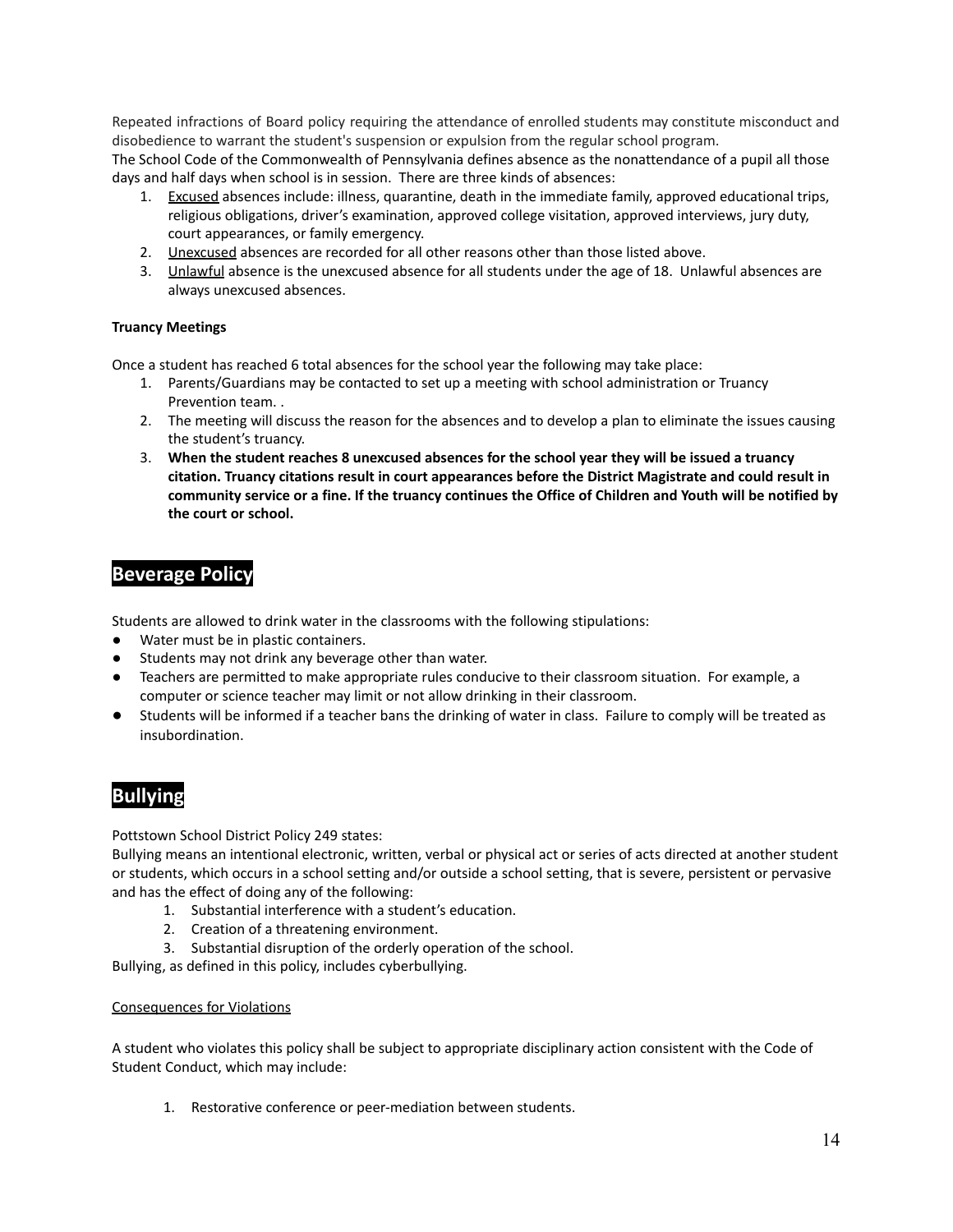Repeated infractions of Board policy requiring the attendance of enrolled students may constitute misconduct and disobedience to warrant the student's suspension or expulsion from the regular school program.

The School Code of the Commonwealth of Pennsylvania defines absence as the nonattendance of a pupil all those days and half days when school is in session. There are three kinds of absences:

1. Excused absences include: illness, quarantine, death in the immediate family, approved educational trips, religious obligations, driver's examination, approved college visitation, approved interviews, jury duty, court appearances, or family emergency.
2. Unexcused absences are recorded for all other reasons other than those listed above.
3. Unlawful absence is the unexcused absence for all students under the age of 18. Unlawful absences are always unexcused absences.

**Truancy Meetings**

Once a student has reached 6 total absences for the school year the following may take place:

1. Parents/Guardians may be contacted to set up a meeting with school administration or Truancy Prevention team. .
2. The meeting will discuss the reason for the absences and to develop a plan to eliminate the issues causing the student's truancy.
3. **When the student reaches 8 unexcused absences for the school year they will be issued a truancy citation. Truancy citations result in court appearances before the District Magistrate and could result in community service or a fine. If the truancy continues the Office of Children and Youth will be notified by the court or school.**

## Beverage Policy

Students are allowed to drink water in the classrooms with the following stipulations:

- Water must be in plastic containers.
- Students may not drink any beverage other than water.
- Teachers are permitted to make appropriate rules conducive to their classroom situation. For example, a computer or science teacher may limit or not allow drinking in their classroom.
- Students will be informed if a teacher bans the drinking of water in class. Failure to comply will be treated as insubordination.

## Bullying

Pottstown School District Policy 249 states:

Bullying means an intentional electronic, written, verbal or physical act or series of acts directed at another student or students, which occurs in a school setting and/or outside a school setting, that is severe, persistent or pervasive and has the effect of doing any of the following:

1. Substantial interference with a student's education.
2. Creation of a threatening environment.
3. Substantial disruption of the orderly operation of the school.

Bullying, as defined in this policy, includes cyberbullying.

Consequences for Violations

A student who violates this policy shall be subject to appropriate disciplinary action consistent with the Code of Student Conduct, which may include:

1. Restorative conference or peer-mediation between students.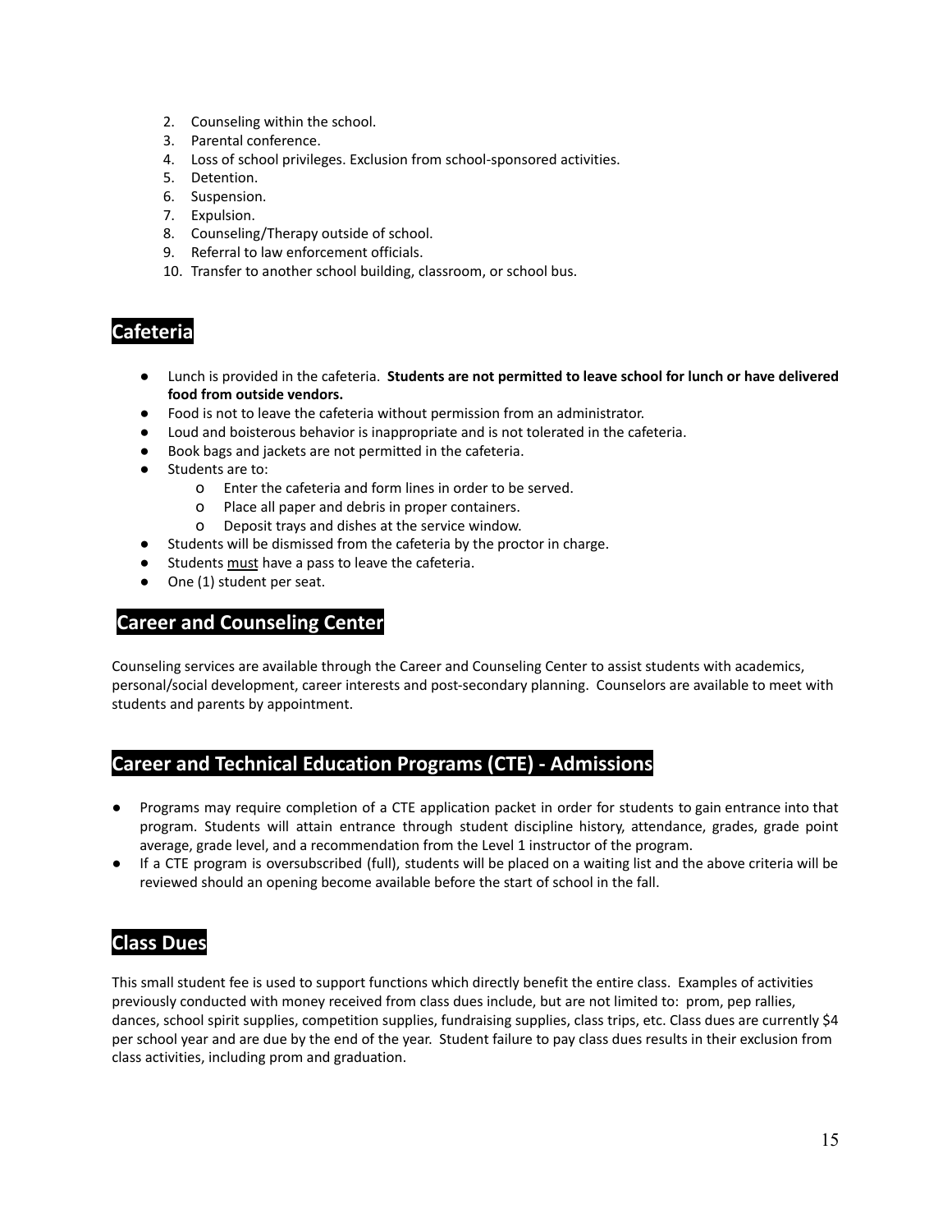2. Counseling within the school.
3. Parental conference.
4. Loss of school privileges. Exclusion from school-sponsored activities.
5. Detention.
6. Suspension.
7. Expulsion.
8. Counseling/Therapy outside of school.
9. Referral to law enforcement officials.
10. Transfer to another school building, classroom, or school bus.

## Cafeteria

- Lunch is provided in the cafeteria. **Students are not permitted to leave school for lunch or have delivered food from outside vendors.**
- Food is not to leave the cafeteria without permission from an administrator.
- Loud and boisterous behavior is inappropriate and is not tolerated in the cafeteria.
- Book bags and jackets are not permitted in the cafeteria.
- Students are to:
    - Enter the cafeteria and form lines in order to be served.
    - Place all paper and debris in proper containers.
    - Deposit trays and dishes at the service window.
- Students will be dismissed from the cafeteria by the proctor in charge.
- Students <u>must</u> have a pass to leave the cafeteria.
- One (1) student per seat.

## Career and Counseling Center

Counseling services are available through the Career and Counseling Center to assist students with academics, personal/social development, career interests and post-secondary planning. Counselors are available to meet with students and parents by appointment.

## Career and Technical Education Programs (CTE) - Admissions

- Programs may require completion of a CTE application packet in order for students to gain entrance into that program. Students will attain entrance through student discipline history, attendance, grades, grade point average, grade level, and a recommendation from the Level 1 instructor of the program.
- If a CTE program is oversubscribed (full), students will be placed on a waiting list and the above criteria will be reviewed should an opening become available before the start of school in the fall.

## Class Dues

This small student fee is used to support functions which directly benefit the entire class. Examples of activities previously conducted with money received from class dues include, but are not limited to: prom, pep rallies, dances, school spirit supplies, competition supplies, fundraising supplies, class trips, etc. Class dues are currently $4 per school year and are due by the end of the year. Student failure to pay class dues results in their exclusion from class activities, including prom and graduation.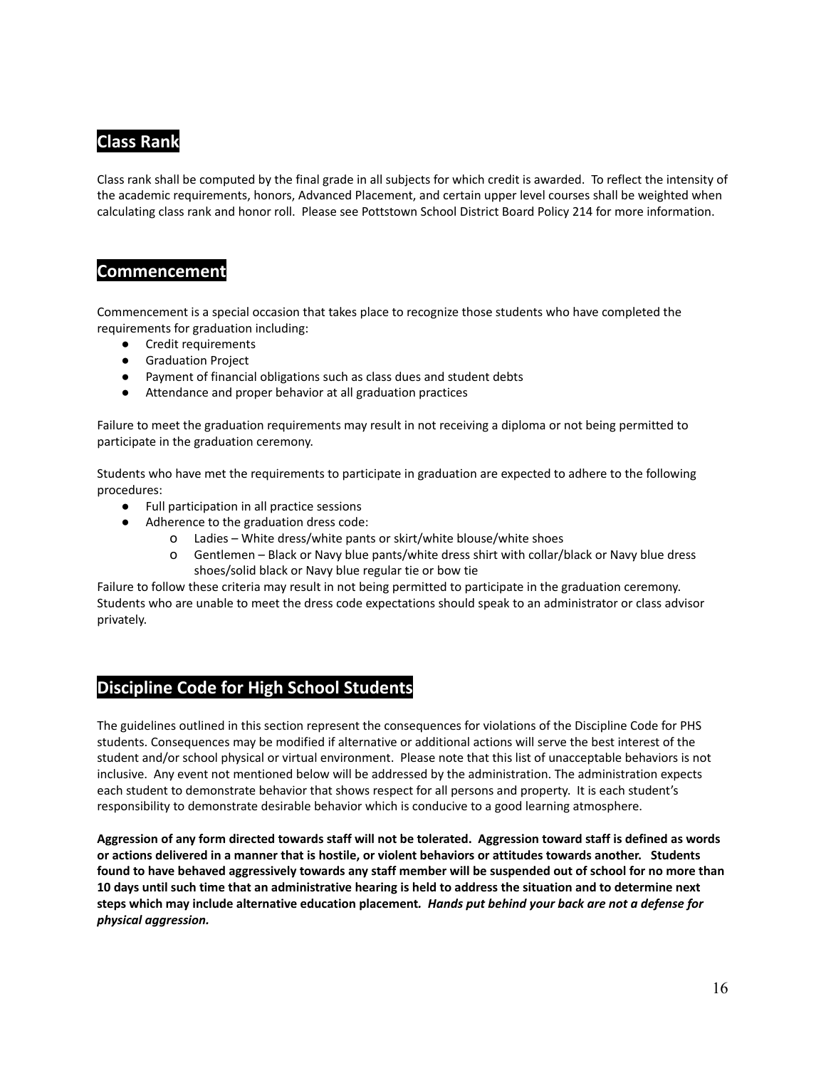## Class Rank

Class rank shall be computed by the final grade in all subjects for which credit is awarded. To reflect the intensity of the academic requirements, honors, Advanced Placement, and certain upper level courses shall be weighted when calculating class rank and honor roll. Please see Pottstown School District Board Policy 214 for more information.

## Commencement

Commencement is a special occasion that takes place to recognize those students who have completed the requirements for graduation including:

- Credit requirements
- Graduation Project
- Payment of financial obligations such as class dues and student debts
- Attendance and proper behavior at all graduation practices

Failure to meet the graduation requirements may result in not receiving a diploma or not being permitted to participate in the graduation ceremony.

Students who have met the requirements to participate in graduation are expected to adhere to the following procedures:

- Full participation in all practice sessions
- Adherence to the graduation dress code:
  - Ladies – White dress/white pants or skirt/white blouse/white shoes
  - Gentlemen – Black or Navy blue pants/white dress shirt with collar/black or Navy blue dress shoes/solid black or Navy blue regular tie or bow tie

Failure to follow these criteria may result in not being permitted to participate in the graduation ceremony. Students who are unable to meet the dress code expectations should speak to an administrator or class advisor privately.

## Discipline Code for High School Students

The guidelines outlined in this section represent the consequences for violations of the Discipline Code for PHS students. Consequences may be modified if alternative or additional actions will serve the best interest of the student and/or school physical or virtual environment. Please note that this list of unacceptable behaviors is not inclusive. Any event not mentioned below will be addressed by the administration. The administration expects each student to demonstrate behavior that shows respect for all persons and property. It is each student's responsibility to demonstrate desirable behavior which is conducive to a good learning atmosphere.

**Aggression of any form directed towards staff will not be tolerated. Aggression toward staff is defined as words or actions delivered in a manner that is hostile, or violent behaviors or attitudes towards another. Students found to have behaved aggressively towards any staff member will be suspended out of school for no more than 10 days until such time that an administrative hearing is held to address the situation and to determine next steps which may include alternative education placement*. Hands put behind your back are not a defense for physical aggression.***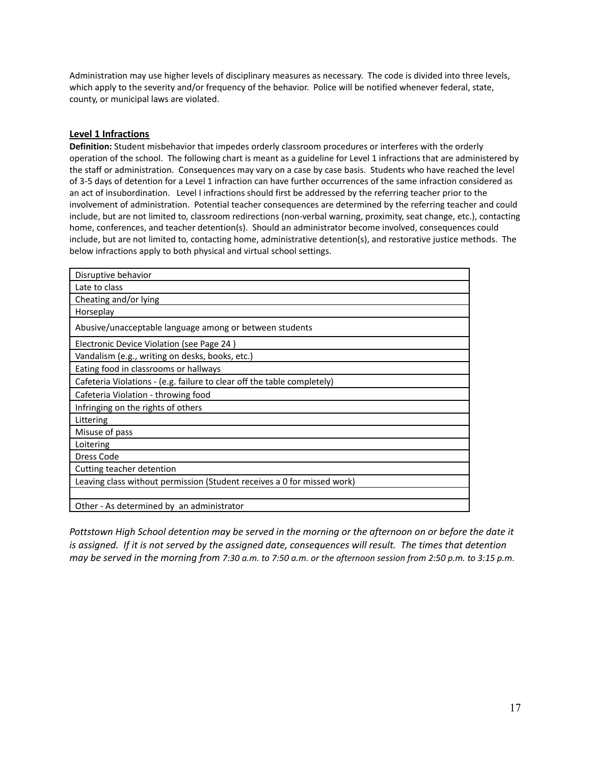Administration may use higher levels of disciplinary measures as necessary. The code is divided into three levels, which apply to the severity and/or frequency of the behavior. Police will be notified whenever federal, state, county, or municipal laws are violated.

## Level 1 Infractions

**Definition:** Student misbehavior that impedes orderly classroom procedures or interferes with the orderly operation of the school. The following chart is meant as a guideline for Level 1 infractions that are administered by the staff or administration. Consequences may vary on a case by case basis. Students who have reached the level of 3-5 days of detention for a Level 1 infraction can have further occurrences of the same infraction considered as an act of insubordination. Level I infractions should first be addressed by the referring teacher prior to the involvement of administration. Potential teacher consequences are determined by the referring teacher and could include, but are not limited to, classroom redirections (non-verbal warning, proximity, seat change, etc.), contacting home, conferences, and teacher detention(s). Should an administrator become involved, consequences could include, but are not limited to, contacting home, administrative detention(s), and restorative justice methods. The below infractions apply to both physical and virtual school settings.

| Infraction |
|---|
| Disruptive behavior |
| Late to class |
| Cheating and/or lying |
| Horseplay |
| Abusive/unacceptable language among or between students |
| Electronic Device Violation (see Page 24 ) |
| Vandalism (e.g., writing on desks, books, etc.) |
| Eating food in classrooms or hallways |
| Cafeteria Violations - (e.g. failure to clear off the table completely) |
| Cafeteria Violation - throwing food |
| Infringing on the rights of others |
| Littering |
| Misuse of pass |
| Loitering |
| Dress Code |
| Cutting teacher detention |
| Leaving class without permission (Student receives a 0 for missed work) |
| |
| Other - As determined by an administrator |

*Pottstown High School detention may be served in the morning or the afternoon on or before the date it is assigned. If it is not served by the assigned date, consequences will result. The times that detention may be served in the morning from 7:30 a.m. to 7:50 a.m. or the afternoon session from 2:50 p.m. to 3:15 p.m.*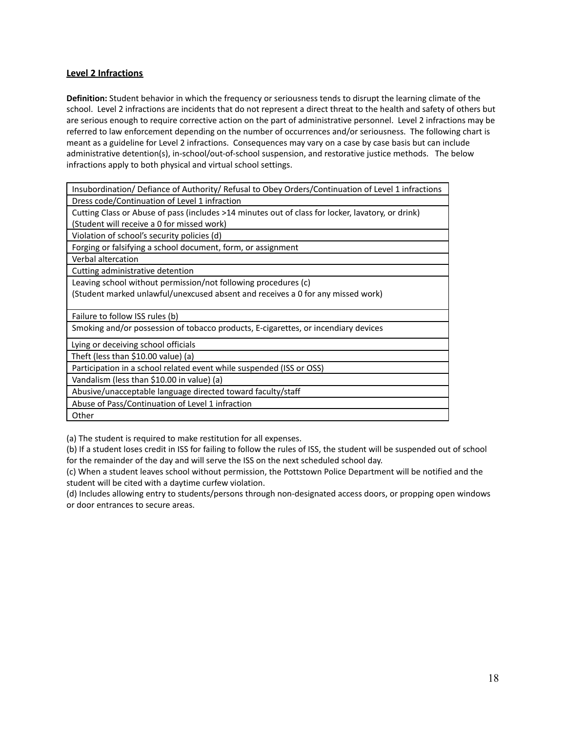## Level 2 Infractions

**Definition:** Student behavior in which the frequency or seriousness tends to disrupt the learning climate of the school. Level 2 infractions are incidents that do not represent a direct threat to the health and safety of others but are serious enough to require corrective action on the part of administrative personnel. Level 2 infractions may be referred to law enforcement depending on the number of occurrences and/or seriousness. The following chart is meant as a guideline for Level 2 infractions. Consequences may vary on a case by case basis but can include administrative detention(s), in-school/out-of-school suspension, and restorative justice methods. The below infractions apply to both physical and virtual school settings.

| Insubordination/ Defiance of Authority/ Refusal to Obey Orders/Continuation of Level 1 infractions |
|---|
| Dress code/Continuation of Level 1 infraction |
| Cutting Class or Abuse of pass (includes >14 minutes out of class for locker, lavatory, or drink) (Student will receive a 0 for missed work) |
| Violation of school's security policies (d) |
| Forging or falsifying a school document, form, or assignment |
| Verbal altercation |
| Cutting administrative detention |
| Leaving school without permission/not following procedures (c) (Student marked unlawful/unexcused absent and receives a 0 for any missed work) |
| Failure to follow ISS rules (b) |
| Smoking and/or possession of tobacco products, E-cigarettes, or incendiary devices |
| Lying or deceiving school officials |
| Theft (less than $10.00 value) (a) |
| Participation in a school related event while suspended (ISS or OSS) |
| Vandalism (less than $10.00 in value) (a) |
| Abusive/unacceptable language directed toward faculty/staff |
| Abuse of Pass/Continuation of Level 1 infraction |
| Other |

(a) The student is required to make restitution for all expenses.
(b) If a student loses credit in ISS for failing to follow the rules of ISS, the student will be suspended out of school for the remainder of the day and will serve the ISS on the next scheduled school day.
(c) When a student leaves school without permission, the Pottstown Police Department will be notified and the student will be cited with a daytime curfew violation.
(d) Includes allowing entry to students/persons through non-designated access doors, or propping open windows or door entrances to secure areas.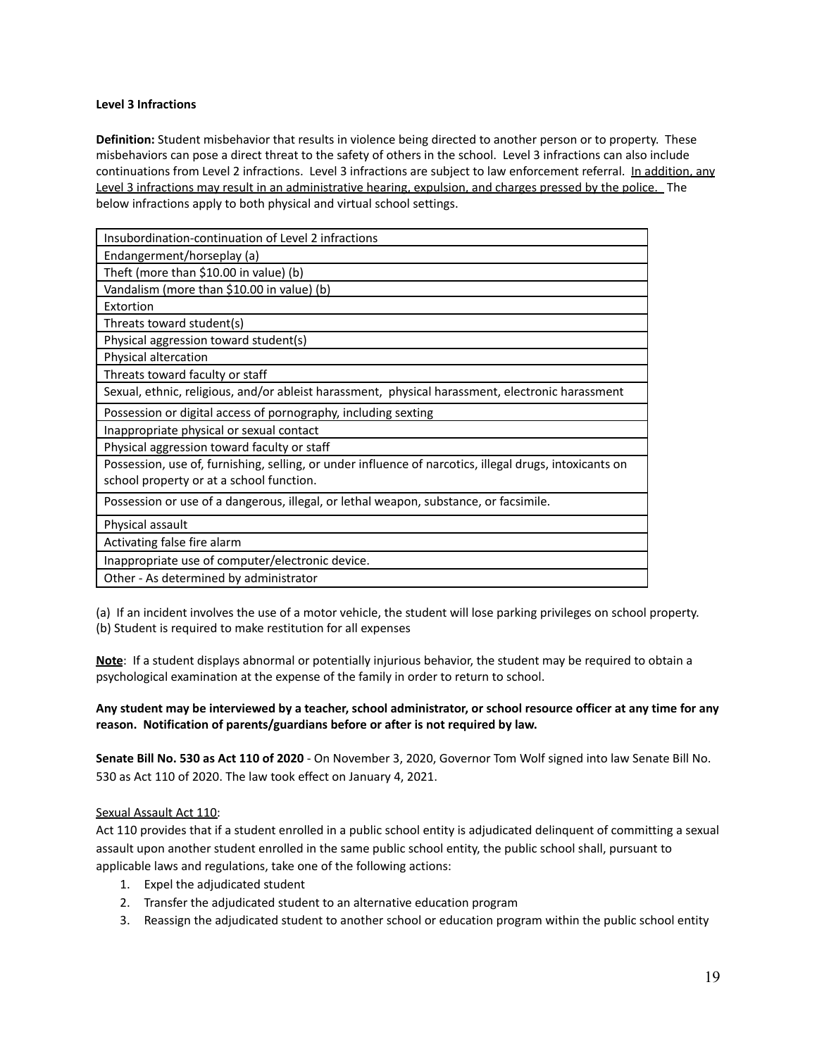**Level 3 Infractions**

**Definition:** Student misbehavior that results in violence being directed to another person or to property. These misbehaviors can pose a direct threat to the safety of others in the school. Level 3 infractions can also include continuations from Level 2 infractions. Level 3 infractions are subject to law enforcement referral. <u>In addition, any Level 3 infractions may result in an administrative hearing, expulsion, and charges pressed by the police.</u> The below infractions apply to both physical and virtual school settings.

| Insubordination-continuation of Level 2 infractions |
|---|
| Endangerment/horseplay (a) |
| Theft (more than $10.00 in value) (b) |
| Vandalism (more than $10.00 in value) (b) |
| Extortion |
| Threats toward student(s) |
| Physical aggression toward student(s) |
| Physical altercation |
| Threats toward faculty or staff |
| Sexual, ethnic, religious, and/or ableist harassment, physical harassment, electronic harassment |
| Possession or digital access of pornography, including sexting |
| Inappropriate physical or sexual contact |
| Physical aggression toward faculty or staff |
| Possession, use of, furnishing, selling, or under influence of narcotics, illegal drugs, intoxicants on school property or at a school function. |
| Possession or use of a dangerous, illegal, or lethal weapon, substance, or facsimile. |
| Physical assault |
| Activating false fire alarm |
| Inappropriate use of computer/electronic device. |
| Other - As determined by administrator |

(a) If an incident involves the use of a motor vehicle, the student will lose parking privileges on school property.
(b) Student is required to make restitution for all expenses

**<u>Note</u>**: If a student displays abnormal or potentially injurious behavior, the student may be required to obtain a psychological examination at the expense of the family in order to return to school.

**Any student may be interviewed by a teacher, school administrator, or school resource officer at any time for any reason. Notification of parents/guardians before or after is not required by law.**

**Senate Bill No. 530 as Act 110 of 2020** - On November 3, 2020, Governor Tom Wolf signed into law Senate Bill No. 530 as Act 110 of 2020. The law took effect on January 4, 2021.

<u>Sexual Assault Act 110</u>:

Act 110 provides that if a student enrolled in a public school entity is adjudicated delinquent of committing a sexual assault upon another student enrolled in the same public school entity, the public school shall, pursuant to applicable laws and regulations, take one of the following actions:

1. Expel the adjudicated student
2. Transfer the adjudicated student to an alternative education program
3. Reassign the adjudicated student to another school or education program within the public school entity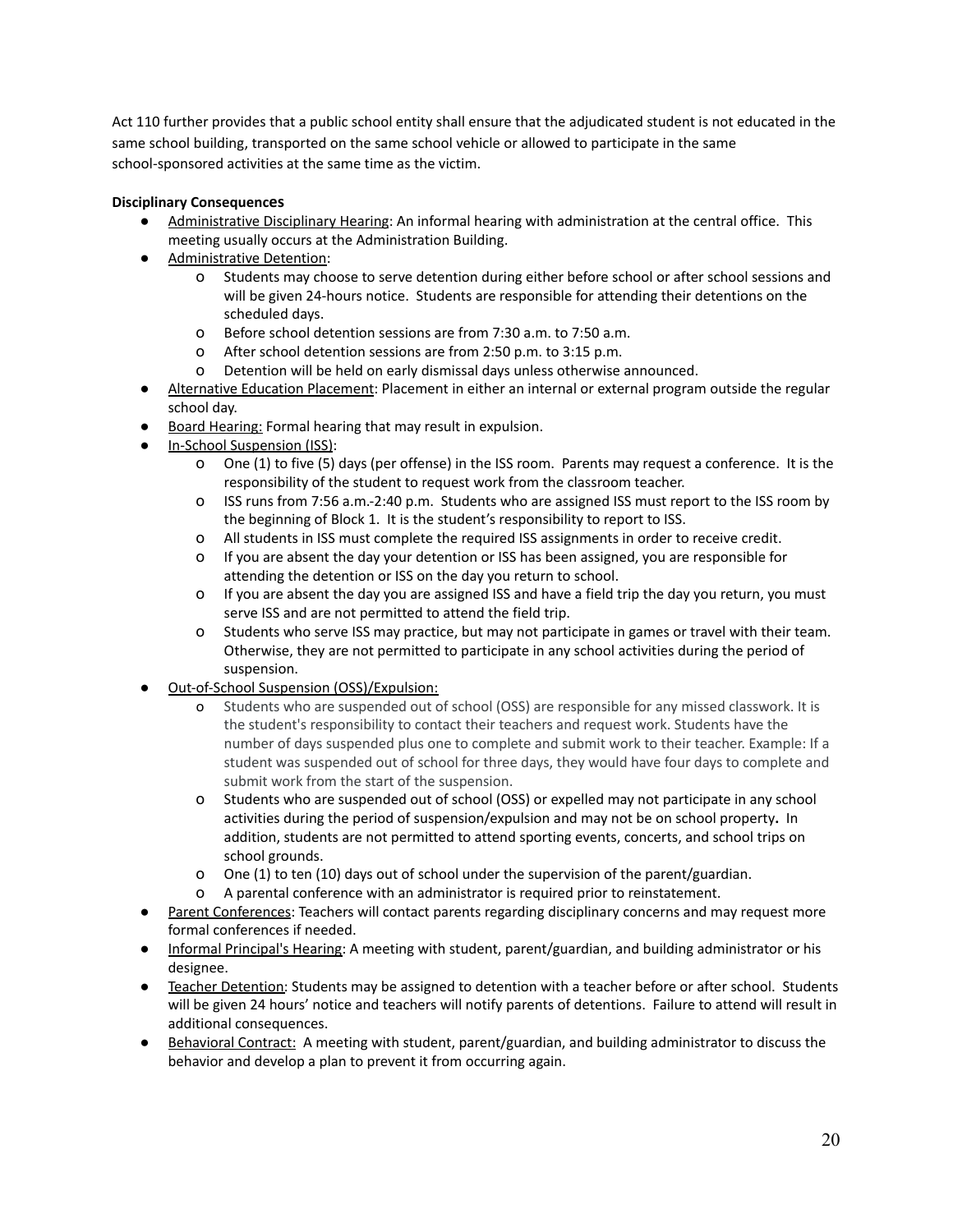Act 110 further provides that a public school entity shall ensure that the adjudicated student is not educated in the same school building, transported on the same school vehicle or allowed to participate in the same school-sponsored activities at the same time as the victim.

**Disciplinary Consequences**

- Administrative Disciplinary Hearing: An informal hearing with administration at the central office. This meeting usually occurs at the Administration Building.
- Administrative Detention:
  - Students may choose to serve detention during either before school or after school sessions and will be given 24-hours notice. Students are responsible for attending their detentions on the scheduled days.
  - Before school detention sessions are from 7:30 a.m. to 7:50 a.m.
  - After school detention sessions are from 2:50 p.m. to 3:15 p.m.
  - Detention will be held on early dismissal days unless otherwise announced.
- Alternative Education Placement: Placement in either an internal or external program outside the regular school day.
- Board Hearing: Formal hearing that may result in expulsion.
- In-School Suspension (ISS):
  - One (1) to five (5) days (per offense) in the ISS room. Parents may request a conference. It is the responsibility of the student to request work from the classroom teacher.
  - ISS runs from 7:56 a.m.-2:40 p.m. Students who are assigned ISS must report to the ISS room by the beginning of Block 1. It is the student's responsibility to report to ISS.
  - All students in ISS must complete the required ISS assignments in order to receive credit.
  - If you are absent the day your detention or ISS has been assigned, you are responsible for attending the detention or ISS on the day you return to school.
  - If you are absent the day you are assigned ISS and have a field trip the day you return, you must serve ISS and are not permitted to attend the field trip.
  - Students who serve ISS may practice, but may not participate in games or travel with their team. Otherwise, they are not permitted to participate in any school activities during the period of suspension.
- Out-of-School Suspension (OSS)/Expulsion:
  - Students who are suspended out of school (OSS) are responsible for any missed classwork. It is the student's responsibility to contact their teachers and request work. Students have the number of days suspended plus one to complete and submit work to their teacher. Example: If a student was suspended out of school for three days, they would have four days to complete and submit work from the start of the suspension.
  - Students who are suspended out of school (OSS) or expelled may not participate in any school activities during the period of suspension/expulsion and may not be on school property**.** In addition, students are not permitted to attend sporting events, concerts, and school trips on school grounds.
  - One (1) to ten (10) days out of school under the supervision of the parent/guardian.
  - A parental conference with an administrator is required prior to reinstatement.
- Parent Conferences: Teachers will contact parents regarding disciplinary concerns and may request more formal conferences if needed.
- Informal Principal's Hearing: A meeting with student, parent/guardian, and building administrator or his designee.
- Teacher Detention: Students may be assigned to detention with a teacher before or after school. Students will be given 24 hours' notice and teachers will notify parents of detentions. Failure to attend will result in additional consequences.
- Behavioral Contract: A meeting with student, parent/guardian, and building administrator to discuss the behavior and develop a plan to prevent it from occurring again.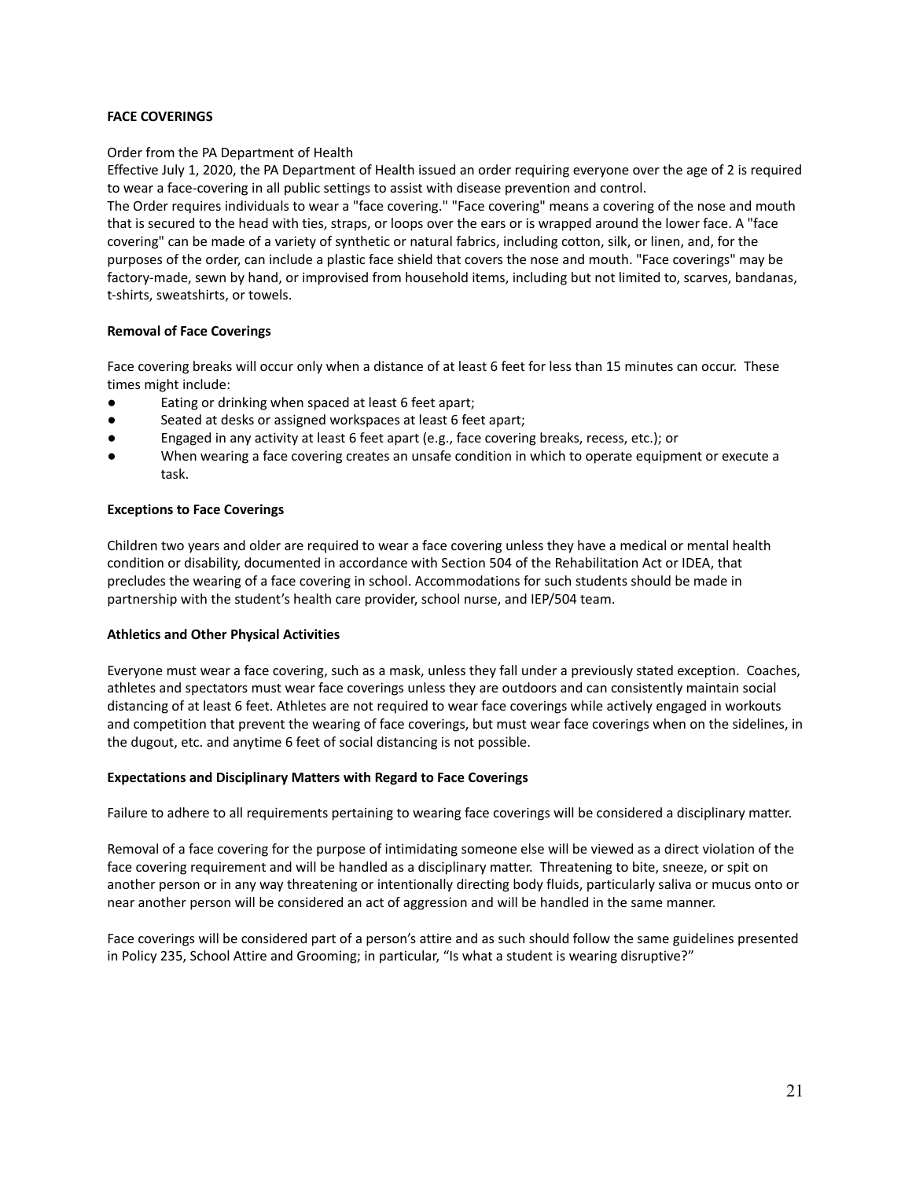**FACE COVERINGS**

Order from the PA Department of Health

Effective July 1, 2020, the PA Department of Health issued an order requiring everyone over the age of 2 is required to wear a face-covering in all public settings to assist with disease prevention and control.

The Order requires individuals to wear a "face covering." "Face covering" means a covering of the nose and mouth that is secured to the head with ties, straps, or loops over the ears or is wrapped around the lower face. A "face covering" can be made of a variety of synthetic or natural fabrics, including cotton, silk, or linen, and, for the purposes of the order, can include a plastic face shield that covers the nose and mouth. "Face coverings" may be factory-made, sewn by hand, or improvised from household items, including but not limited to, scarves, bandanas, t-shirts, sweatshirts, or towels.

**Removal of Face Coverings**

Face covering breaks will occur only when a distance of at least 6 feet for less than 15 minutes can occur. These times might include:

- Eating or drinking when spaced at least 6 feet apart;
- Seated at desks or assigned workspaces at least 6 feet apart;
- Engaged in any activity at least 6 feet apart (e.g., face covering breaks, recess, etc.); or
- When wearing a face covering creates an unsafe condition in which to operate equipment or execute a task.

**Exceptions to Face Coverings**

Children two years and older are required to wear a face covering unless they have a medical or mental health condition or disability, documented in accordance with Section 504 of the Rehabilitation Act or IDEA, that precludes the wearing of a face covering in school. Accommodations for such students should be made in partnership with the student's health care provider, school nurse, and IEP/504 team.

**Athletics and Other Physical Activities**

Everyone must wear a face covering, such as a mask, unless they fall under a previously stated exception. Coaches, athletes and spectators must wear face coverings unless they are outdoors and can consistently maintain social distancing of at least 6 feet. Athletes are not required to wear face coverings while actively engaged in workouts and competition that prevent the wearing of face coverings, but must wear face coverings when on the sidelines, in the dugout, etc. and anytime 6 feet of social distancing is not possible.

**Expectations and Disciplinary Matters with Regard to Face Coverings**

Failure to adhere to all requirements pertaining to wearing face coverings will be considered a disciplinary matter.

Removal of a face covering for the purpose of intimidating someone else will be viewed as a direct violation of the face covering requirement and will be handled as a disciplinary matter. Threatening to bite, sneeze, or spit on another person or in any way threatening or intentionally directing body fluids, particularly saliva or mucus onto or near another person will be considered an act of aggression and will be handled in the same manner.

Face coverings will be considered part of a person's attire and as such should follow the same guidelines presented in Policy 235, School Attire and Grooming; in particular, "Is what a student is wearing disruptive?"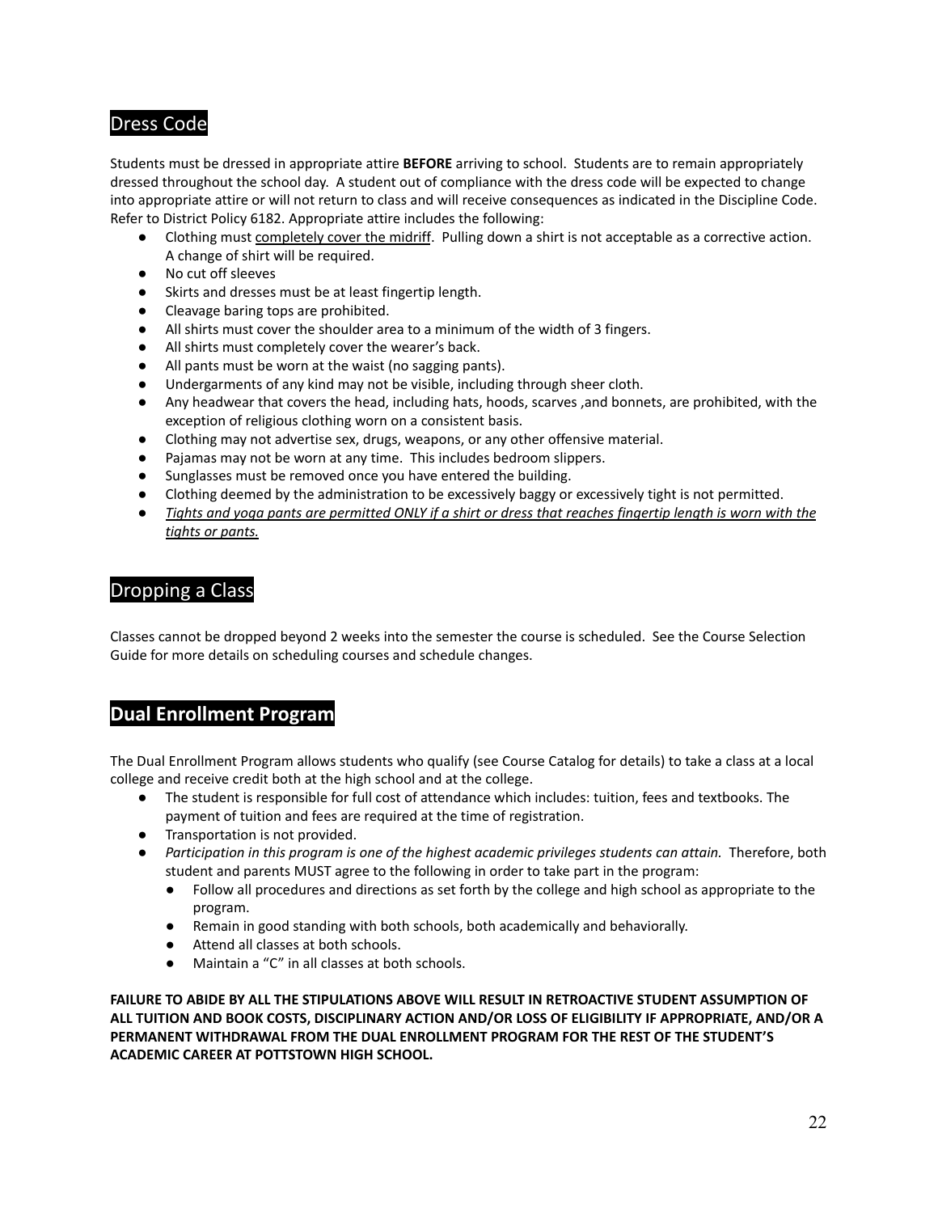## Dress Code

Students must be dressed in appropriate attire **BEFORE** arriving to school. Students are to remain appropriately dressed throughout the school day. A student out of compliance with the dress code will be expected to change into appropriate attire or will not return to class and will receive consequences as indicated in the Discipline Code. Refer to District Policy 6182. Appropriate attire includes the following:

- Clothing must <u>completely cover the midriff</u>. Pulling down a shirt is not acceptable as a corrective action. A change of shirt will be required.
- No cut off sleeves
- Skirts and dresses must be at least fingertip length.
- Cleavage baring tops are prohibited.
- All shirts must cover the shoulder area to a minimum of the width of 3 fingers.
- All shirts must completely cover the wearer's back.
- All pants must be worn at the waist (no sagging pants).
- Undergarments of any kind may not be visible, including through sheer cloth.
- Any headwear that covers the head, including hats, hoods, scarves ,and bonnets, are prohibited, with the exception of religious clothing worn on a consistent basis.
- Clothing may not advertise sex, drugs, weapons, or any other offensive material.
- Pajamas may not be worn at any time. This includes bedroom slippers.
- Sunglasses must be removed once you have entered the building.
- Clothing deemed by the administration to be excessively baggy or excessively tight is not permitted.
- <u>*Tights and yoga pants are permitted ONLY if a shirt or dress that reaches fingertip length is worn with the tights or pants.*</u>

## Dropping a Class

Classes cannot be dropped beyond 2 weeks into the semester the course is scheduled. See the Course Selection Guide for more details on scheduling courses and schedule changes.

## Dual Enrollment Program

The Dual Enrollment Program allows students who qualify (see Course Catalog for details) to take a class at a local college and receive credit both at the high school and at the college.

- The student is responsible for full cost of attendance which includes: tuition, fees and textbooks. The payment of tuition and fees are required at the time of registration.
- Transportation is not provided.
- *Participation in this program is one of the highest academic privileges students can attain.* Therefore, both student and parents MUST agree to the following in order to take part in the program:
  - Follow all procedures and directions as set forth by the college and high school as appropriate to the program.
  - Remain in good standing with both schools, both academically and behaviorally.
  - Attend all classes at both schools.
  - Maintain a "C" in all classes at both schools.

**FAILURE TO ABIDE BY ALL THE STIPULATIONS ABOVE WILL RESULT IN RETROACTIVE STUDENT ASSUMPTION OF ALL TUITION AND BOOK COSTS, DISCIPLINARY ACTION AND/OR LOSS OF ELIGIBILITY IF APPROPRIATE, AND/OR A PERMANENT WITHDRAWAL FROM THE DUAL ENROLLMENT PROGRAM FOR THE REST OF THE STUDENT'S ACADEMIC CAREER AT POTTSTOWN HIGH SCHOOL.**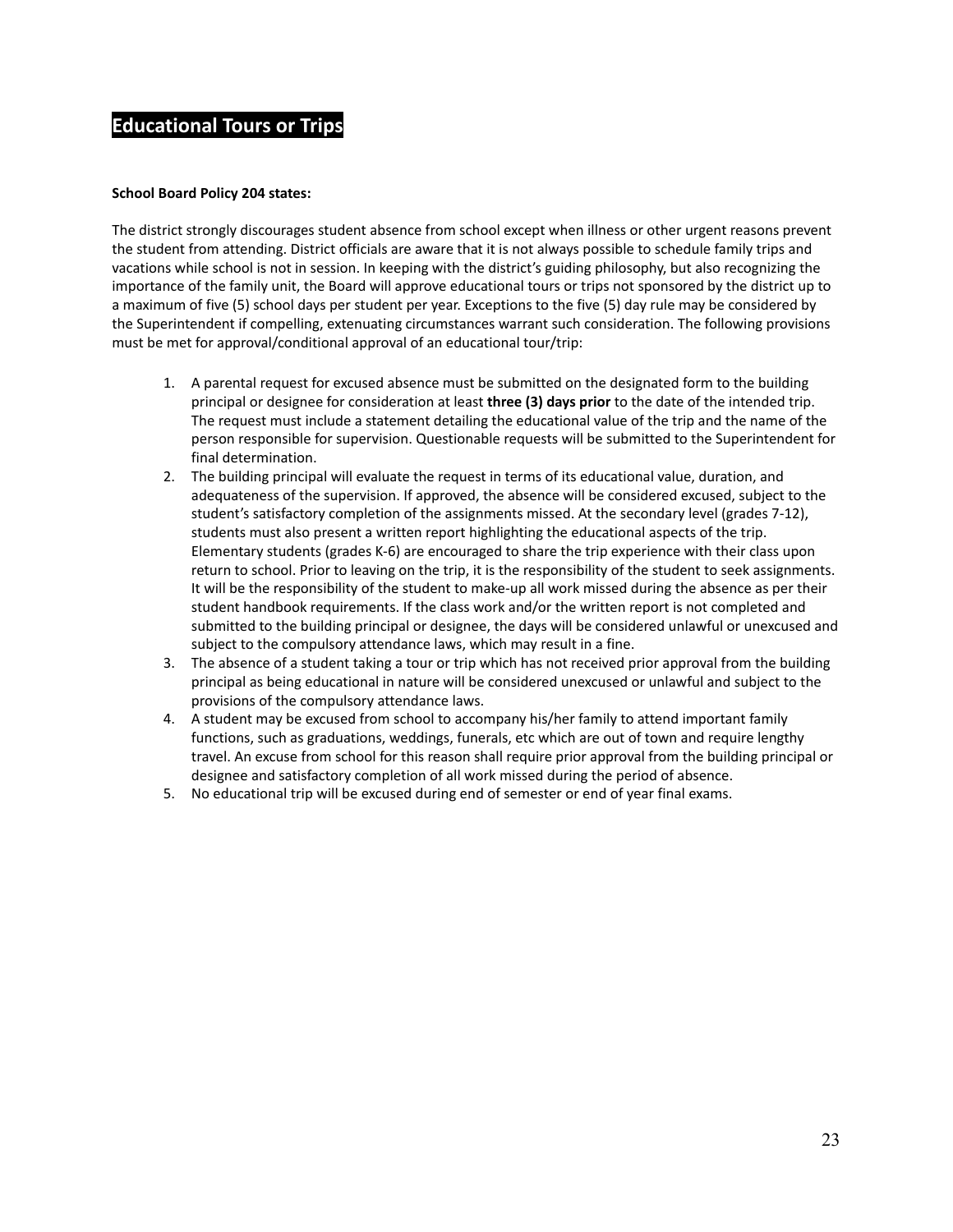## Educational Tours or Trips

**School Board Policy 204 states:**

The district strongly discourages student absence from school except when illness or other urgent reasons prevent the student from attending. District officials are aware that it is not always possible to schedule family trips and vacations while school is not in session. In keeping with the district's guiding philosophy, but also recognizing the importance of the family unit, the Board will approve educational tours or trips not sponsored by the district up to a maximum of five (5) school days per student per year. Exceptions to the five (5) day rule may be considered by the Superintendent if compelling, extenuating circumstances warrant such consideration. The following provisions must be met for approval/conditional approval of an educational tour/trip:

1. A parental request for excused absence must be submitted on the designated form to the building principal or designee for consideration at least **three (3) days prior** to the date of the intended trip. The request must include a statement detailing the educational value of the trip and the name of the person responsible for supervision. Questionable requests will be submitted to the Superintendent for final determination.
2. The building principal will evaluate the request in terms of its educational value, duration, and adequateness of the supervision. If approved, the absence will be considered excused, subject to the student's satisfactory completion of the assignments missed. At the secondary level (grades 7-12), students must also present a written report highlighting the educational aspects of the trip. Elementary students (grades K-6) are encouraged to share the trip experience with their class upon return to school. Prior to leaving on the trip, it is the responsibility of the student to seek assignments. It will be the responsibility of the student to make-up all work missed during the absence as per their student handbook requirements. If the class work and/or the written report is not completed and submitted to the building principal or designee, the days will be considered unlawful or unexcused and subject to the compulsory attendance laws, which may result in a fine.
3. The absence of a student taking a tour or trip which has not received prior approval from the building principal as being educational in nature will be considered unexcused or unlawful and subject to the provisions of the compulsory attendance laws.
4. A student may be excused from school to accompany his/her family to attend important family functions, such as graduations, weddings, funerals, etc which are out of town and require lengthy travel. An excuse from school for this reason shall require prior approval from the building principal or designee and satisfactory completion of all work missed during the period of absence.
5. No educational trip will be excused during end of semester or end of year final exams.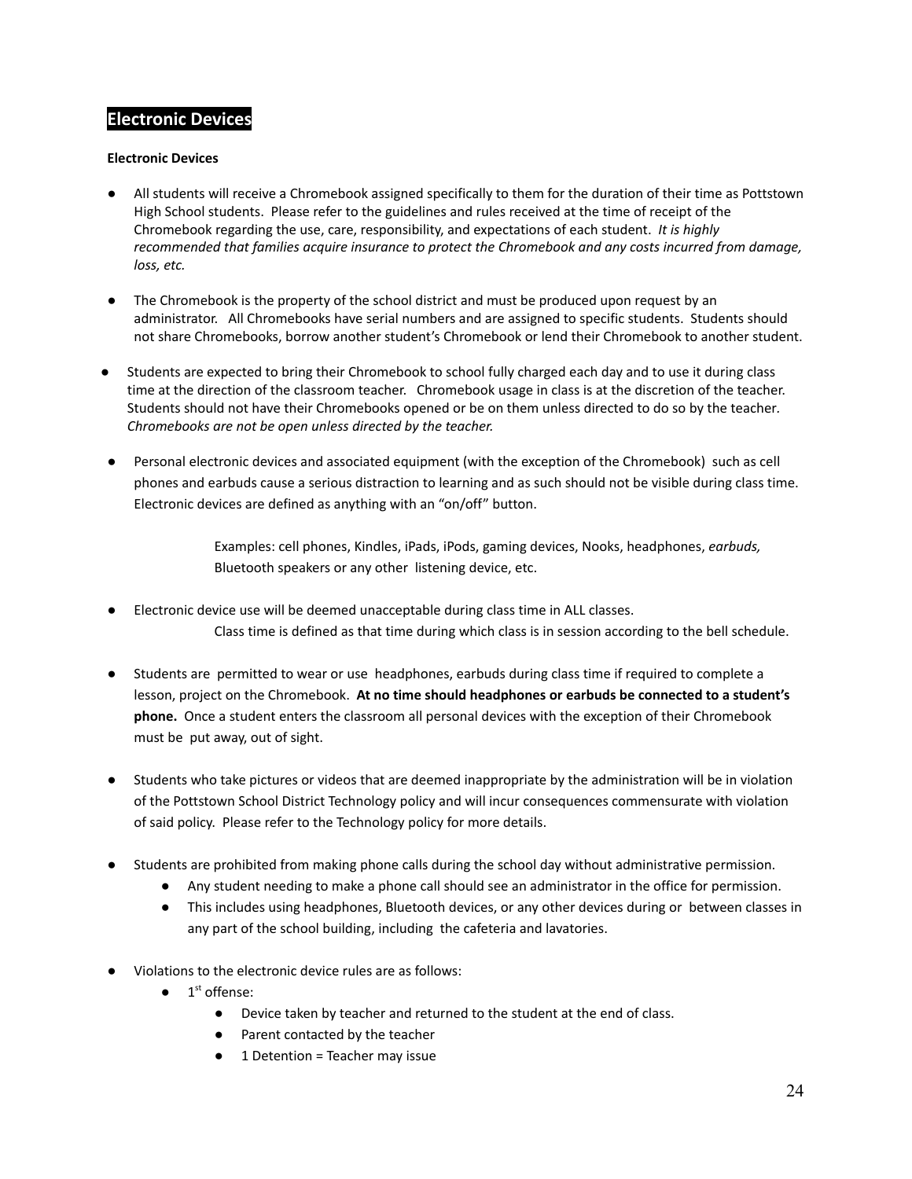## Electronic Devices

**Electronic Devices**

- All students will receive a Chromebook assigned specifically to them for the duration of their time as Pottstown High School students. Please refer to the guidelines and rules received at the time of receipt of the Chromebook regarding the use, care, responsibility, and expectations of each student. *It is highly recommended that families acquire insurance to protect the Chromebook and any costs incurred from damage, loss, etc.*

- The Chromebook is the property of the school district and must be produced upon request by an administrator. All Chromebooks have serial numbers and are assigned to specific students. Students should not share Chromebooks, borrow another student's Chromebook or lend their Chromebook to another student.

- Students are expected to bring their Chromebook to school fully charged each day and to use it during class time at the direction of the classroom teacher. Chromebook usage in class is at the discretion of the teacher. Students should not have their Chromebooks opened or be on them unless directed to do so by the teacher. *Chromebooks are not be open unless directed by the teacher.*

- Personal electronic devices and associated equipment (with the exception of the Chromebook) such as cell phones and earbuds cause a serious distraction to learning and as such should not be visible during class time. Electronic devices are defined as anything with an "on/off" button.

  Examples: cell phones, Kindles, iPads, iPods, gaming devices, Nooks, headphones, *earbuds,* Bluetooth speakers or any other listening device, etc.

- Electronic device use will be deemed unacceptable during class time in ALL classes.

  Class time is defined as that time during which class is in session according to the bell schedule.

- Students are permitted to wear or use headphones, earbuds during class time if required to complete a lesson, project on the Chromebook. **At no time should headphones or earbuds be connected to a student's phone.** Once a student enters the classroom all personal devices with the exception of their Chromebook must be put away, out of sight.

- Students who take pictures or videos that are deemed inappropriate by the administration will be in violation of the Pottstown School District Technology policy and will incur consequences commensurate with violation of said policy. Please refer to the Technology policy for more details.

- Students are prohibited from making phone calls during the school day without administrative permission.
  - Any student needing to make a phone call should see an administrator in the office for permission.
  - This includes using headphones, Bluetooth devices, or any other devices during or between classes in any part of the school building, including the cafeteria and lavatories.

- Violations to the electronic device rules are as follows:
  - 1st offense:
    - Device taken by teacher and returned to the student at the end of class.
    - Parent contacted by the teacher
    - 1 Detention = Teacher may issue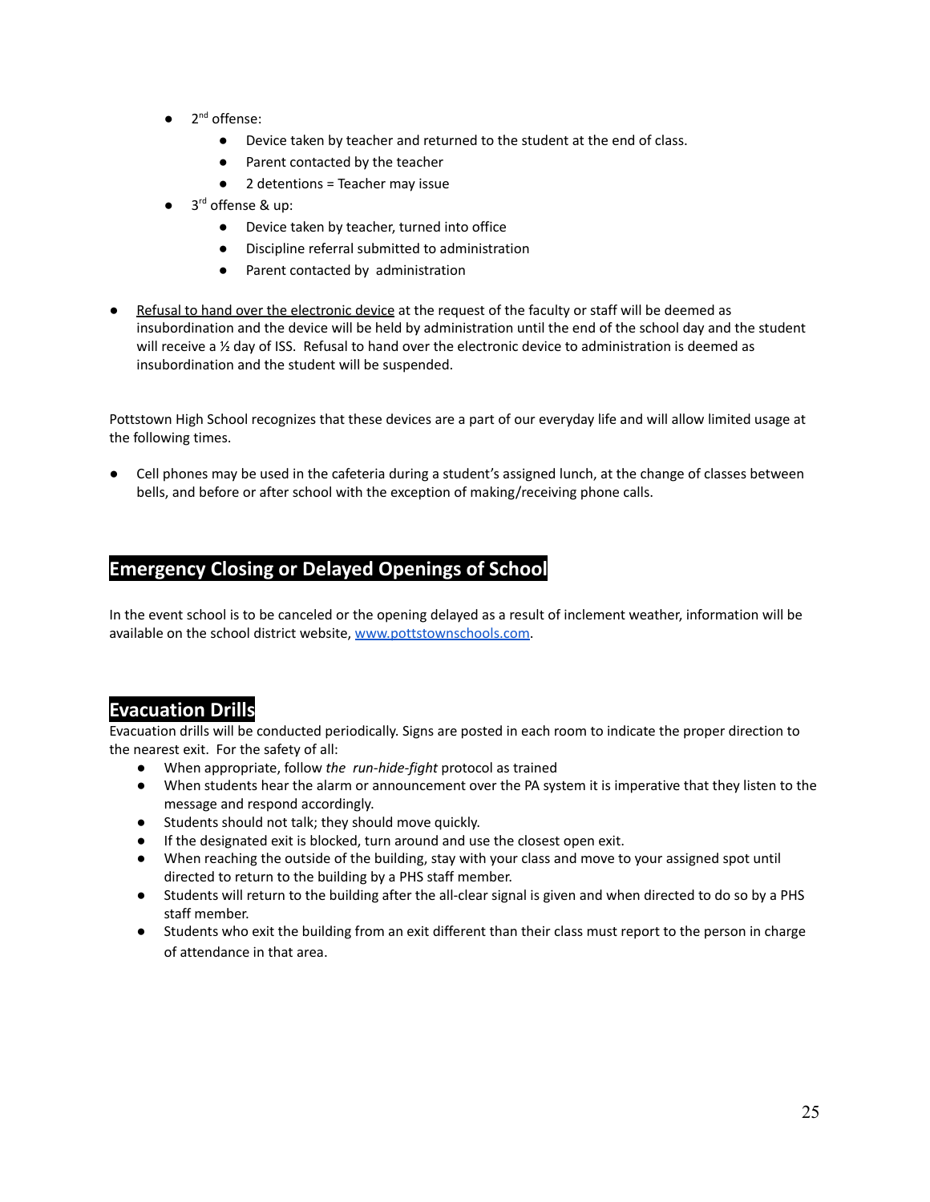- 2nd offense:
    - Device taken by teacher and returned to the student at the end of class.
    - Parent contacted by the teacher
    - 2 detentions = Teacher may issue
- 3rd offense & up:
    - Device taken by teacher, turned into office
    - Discipline referral submitted to administration
    - Parent contacted by administration

- Refusal to hand over the electronic device at the request of the faculty or staff will be deemed as insubordination and the device will be held by administration until the end of the school day and the student will receive a ½ day of ISS. Refusal to hand over the electronic device to administration is deemed as insubordination and the student will be suspended.

Pottstown High School recognizes that these devices are a part of our everyday life and will allow limited usage at the following times.

- Cell phones may be used in the cafeteria during a student's assigned lunch, at the change of classes between bells, and before or after school with the exception of making/receiving phone calls.

## Emergency Closing or Delayed Openings of School

In the event school is to be canceled or the opening delayed as a result of inclement weather, information will be available on the school district website, [www.pottstownschools.com](http://www.pottstownschools.com).

## Evacuation Drills

Evacuation drills will be conducted periodically. Signs are posted in each room to indicate the proper direction to the nearest exit. For the safety of all:

- When appropriate, follow *the run-hide-fight* protocol as trained
- When students hear the alarm or announcement over the PA system it is imperative that they listen to the message and respond accordingly.
- Students should not talk; they should move quickly.
- If the designated exit is blocked, turn around and use the closest open exit.
- When reaching the outside of the building, stay with your class and move to your assigned spot until directed to return to the building by a PHS staff member.
- Students will return to the building after the all-clear signal is given and when directed to do so by a PHS staff member.
- Students who exit the building from an exit different than their class must report to the person in charge of attendance in that area.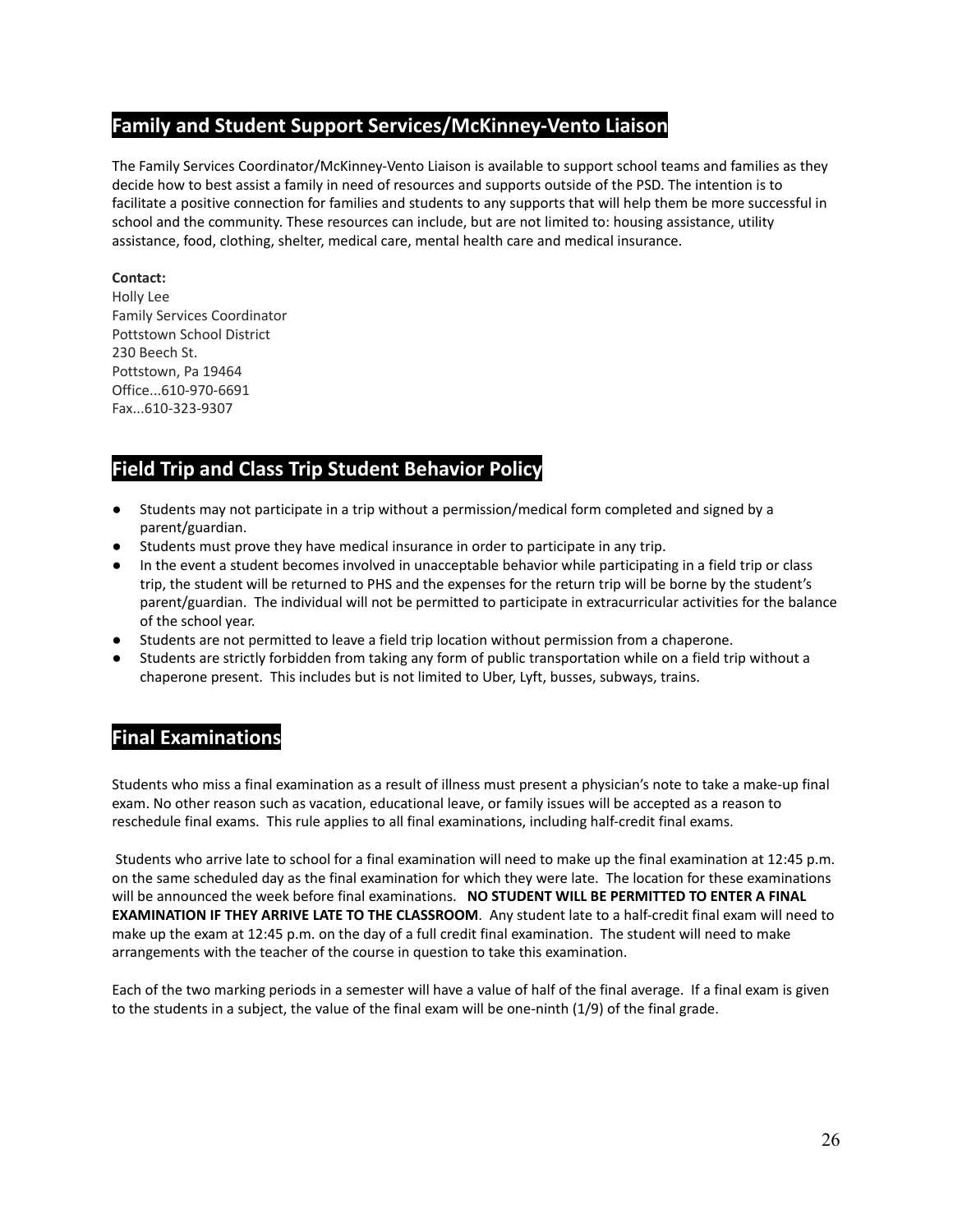## Family and Student Support Services/McKinney-Vento Liaison

The Family Services Coordinator/McKinney-Vento Liaison is available to support school teams and families as they decide how to best assist a family in need of resources and supports outside of the PSD. The intention is to facilitate a positive connection for families and students to any supports that will help them be more successful in school and the community. These resources can include, but are not limited to: housing assistance, utility assistance, food, clothing, shelter, medical care, mental health care and medical insurance.

**Contact:**
Holly Lee
Family Services Coordinator
Pottstown School District
230 Beech St.
Pottstown, Pa 19464
Office...610-970-6691
Fax...610-323-9307

## Field Trip and Class Trip Student Behavior Policy

- Students may not participate in a trip without a permission/medical form completed and signed by a parent/guardian.
- Students must prove they have medical insurance in order to participate in any trip.
- In the event a student becomes involved in unacceptable behavior while participating in a field trip or class trip, the student will be returned to PHS and the expenses for the return trip will be borne by the student's parent/guardian. The individual will not be permitted to participate in extracurricular activities for the balance of the school year.
- Students are not permitted to leave a field trip location without permission from a chaperone.
- Students are strictly forbidden from taking any form of public transportation while on a field trip without a chaperone present. This includes but is not limited to Uber, Lyft, busses, subways, trains.

## Final Examinations

Students who miss a final examination as a result of illness must present a physician's note to take a make-up final exam. No other reason such as vacation, educational leave, or family issues will be accepted as a reason to reschedule final exams. This rule applies to all final examinations, including half-credit final exams.

Students who arrive late to school for a final examination will need to make up the final examination at 12:45 p.m. on the same scheduled day as the final examination for which they were late. The location for these examinations will be announced the week before final examinations. **NO STUDENT WILL BE PERMITTED TO ENTER A FINAL EXAMINATION IF THEY ARRIVE LATE TO THE CLASSROOM**. Any student late to a half-credit final exam will need to make up the exam at 12:45 p.m. on the day of a full credit final examination. The student will need to make arrangements with the teacher of the course in question to take this examination.

Each of the two marking periods in a semester will have a value of half of the final average. If a final exam is given to the students in a subject, the value of the final exam will be one-ninth (1/9) of the final grade.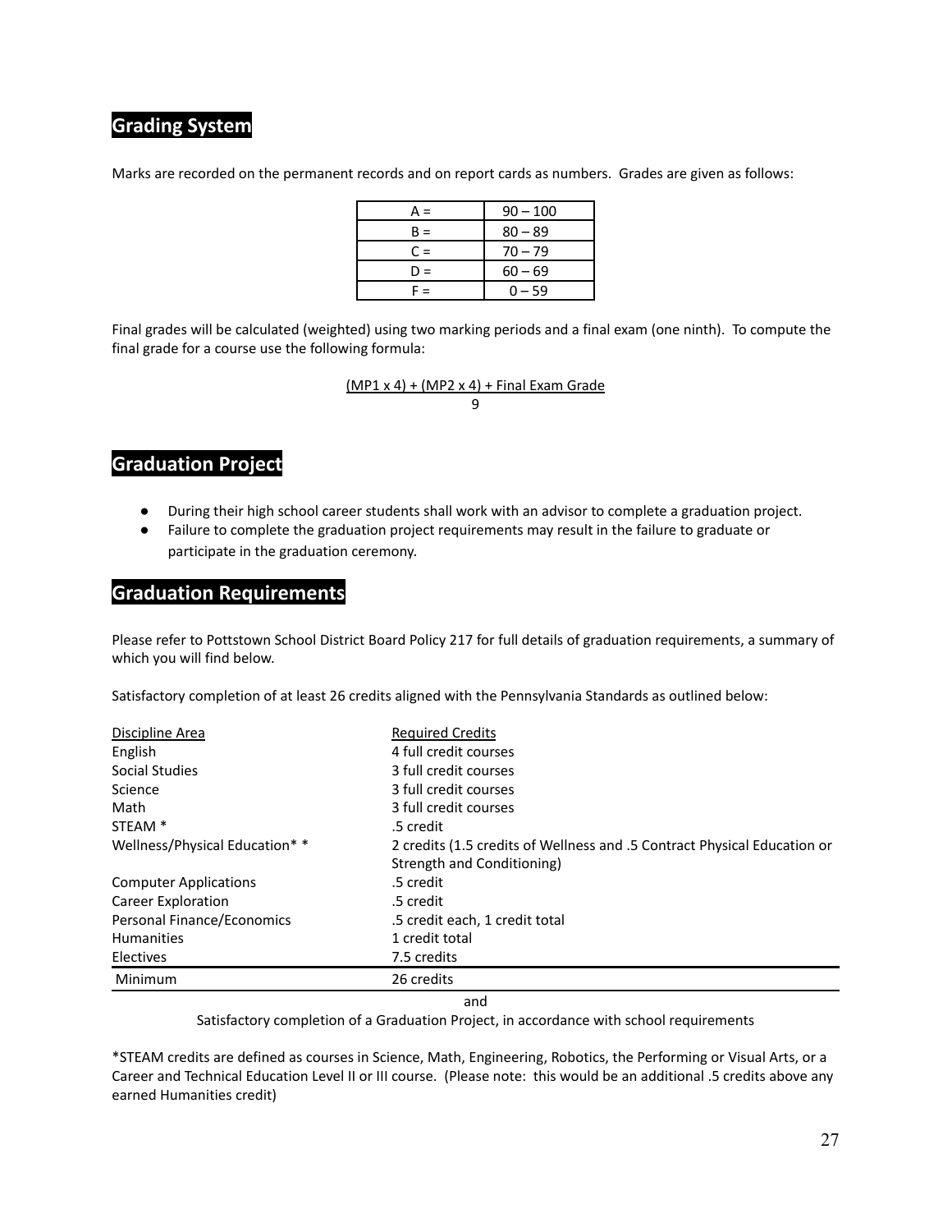## Grading System

Marks are recorded on the permanent records and on report cards as numbers. Grades are given as follows:

| Grade | Range |
|---|---|
| A = | 90 – 100 |
| B = | 80 – 89 |
| C = | 70 – 79 |
| D = | 60 – 69 |
| F = | 0 – 59 |

Final grades will be calculated (weighted) using two marking periods and a final exam (one ninth). To compute the final grade for a course use the following formula:

$$\frac{(MP1 \times 4) + (MP2 \times 4) + \text{Final Exam Grade}}{9}$$

## Graduation Project

- During their high school career students shall work with an advisor to complete a graduation project.
- Failure to complete the graduation project requirements may result in the failure to graduate or participate in the graduation ceremony.

## Graduation Requirements

Please refer to Pottstown School District Board Policy 217 for full details of graduation requirements, a summary of which you will find below.

Satisfactory completion of at least 26 credits aligned with the Pennsylvania Standards as outlined below:

| Discipline Area | Required Credits |
|---|---|
| English | 4 full credit courses |
| Social Studies | 3 full credit courses |
| Science | 3 full credit courses |
| Math | 3 full credit courses |
| STEAM * | .5 credit |
| Wellness/Physical Education* * | 2 credits (1.5 credits of Wellness and .5 Contract Physical Education or Strength and Conditioning) |
| Computer Applications | .5 credit |
| Career Exploration | .5 credit |
| Personal Finance/Economics | .5 credit each, 1 credit total |
| Humanities | 1 credit total |
| Electives | 7.5 credits |
| Minimum | 26 credits |

and

Satisfactory completion of a Graduation Project, in accordance with school requirements

*STEAM credits are defined as courses in Science, Math, Engineering, Robotics, the Performing or Visual Arts, or a Career and Technical Education Level II or III course. (Please note: this would be an additional .5 credits above any earned Humanities credit)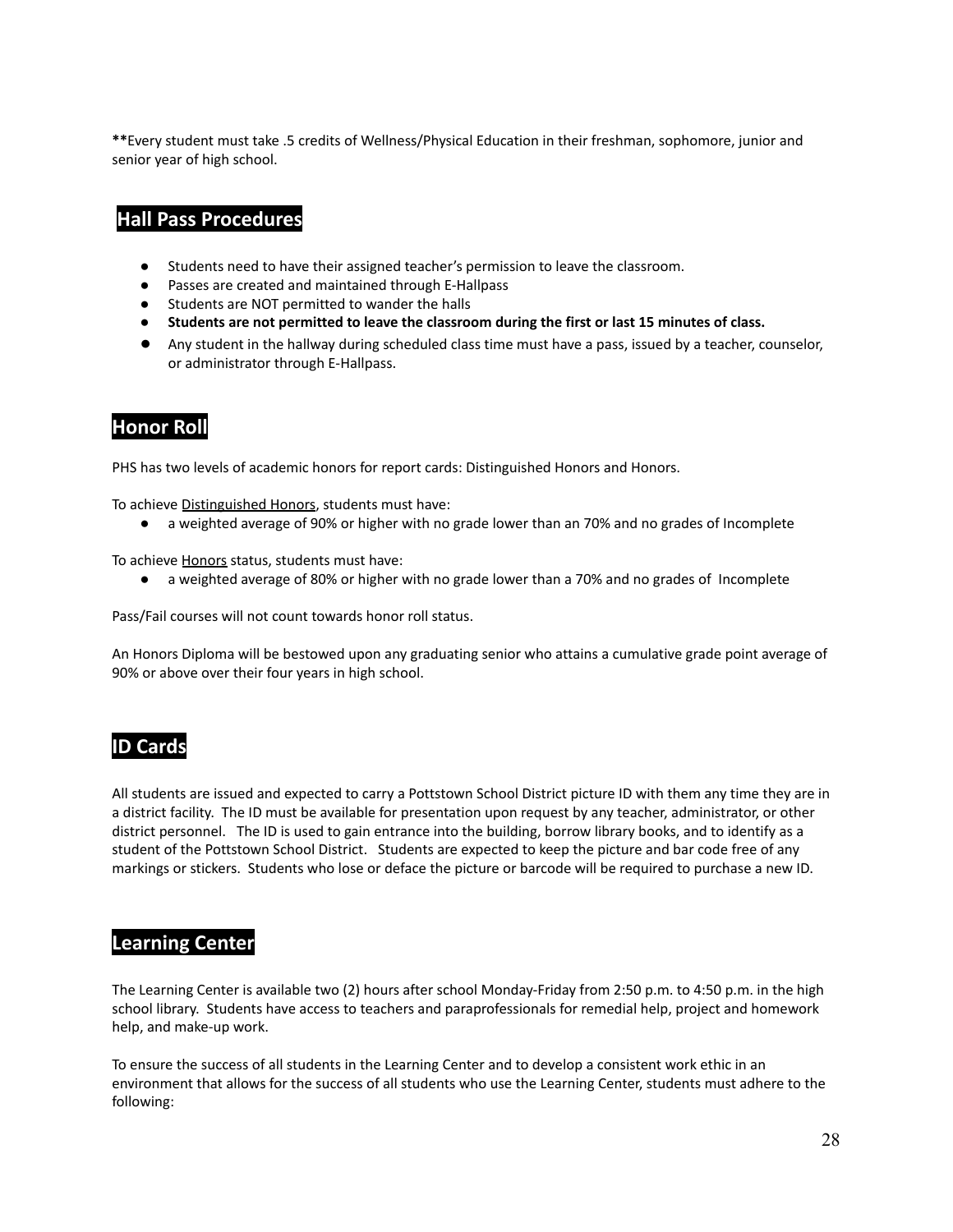**Every student must take .5 credits of Wellness/Physical Education in their freshman, sophomore, junior and senior year of high school.

## Hall Pass Procedures

- Students need to have their assigned teacher's permission to leave the classroom.
- Passes are created and maintained through E-Hallpass
- Students are NOT permitted to wander the halls
- **Students are not permitted to leave the classroom during the first or last 15 minutes of class.**
- Any student in the hallway during scheduled class time must have a pass, issued by a teacher, counselor, or administrator through E-Hallpass.

## Honor Roll

PHS has two levels of academic honors for report cards: Distinguished Honors and Honors.

To achieve Distinguished Honors, students must have:

- a weighted average of 90% or higher with no grade lower than an 70% and no grades of Incomplete

To achieve Honors status, students must have:

- a weighted average of 80% or higher with no grade lower than a 70% and no grades of Incomplete

Pass/Fail courses will not count towards honor roll status.

An Honors Diploma will be bestowed upon any graduating senior who attains a cumulative grade point average of 90% or above over their four years in high school.

## ID Cards

All students are issued and expected to carry a Pottstown School District picture ID with them any time they are in a district facility. The ID must be available for presentation upon request by any teacher, administrator, or other district personnel. The ID is used to gain entrance into the building, borrow library books, and to identify as a student of the Pottstown School District. Students are expected to keep the picture and bar code free of any markings or stickers. Students who lose or deface the picture or barcode will be required to purchase a new ID.

## Learning Center

The Learning Center is available two (2) hours after school Monday-Friday from 2:50 p.m. to 4:50 p.m. in the high school library. Students have access to teachers and paraprofessionals for remedial help, project and homework help, and make-up work.

To ensure the success of all students in the Learning Center and to develop a consistent work ethic in an environment that allows for the success of all students who use the Learning Center, students must adhere to the following: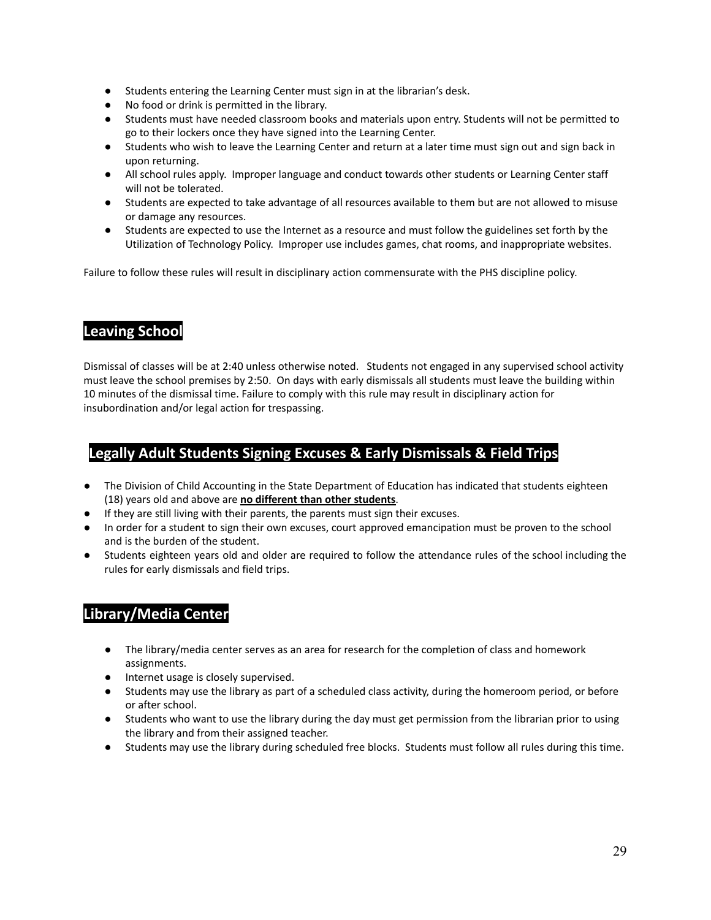- Students entering the Learning Center must sign in at the librarian's desk.
- No food or drink is permitted in the library.
- Students must have needed classroom books and materials upon entry. Students will not be permitted to go to their lockers once they have signed into the Learning Center.
- Students who wish to leave the Learning Center and return at a later time must sign out and sign back in upon returning.
- All school rules apply. Improper language and conduct towards other students or Learning Center staff will not be tolerated.
- Students are expected to take advantage of all resources available to them but are not allowed to misuse or damage any resources.
- Students are expected to use the Internet as a resource and must follow the guidelines set forth by the Utilization of Technology Policy. Improper use includes games, chat rooms, and inappropriate websites.

Failure to follow these rules will result in disciplinary action commensurate with the PHS discipline policy.

## Leaving School

Dismissal of classes will be at 2:40 unless otherwise noted. Students not engaged in any supervised school activity must leave the school premises by 2:50. On days with early dismissals all students must leave the building within 10 minutes of the dismissal time. Failure to comply with this rule may result in disciplinary action for insubordination and/or legal action for trespassing.

## Legally Adult Students Signing Excuses & Early Dismissals & Field Trips

- The Division of Child Accounting in the State Department of Education has indicated that students eighteen (18) years old and above are **no different than other students**.
- If they are still living with their parents, the parents must sign their excuses.
- In order for a student to sign their own excuses, court approved emancipation must be proven to the school and is the burden of the student.
- Students eighteen years old and older are required to follow the attendance rules of the school including the rules for early dismissals and field trips.

## Library/Media Center

- The library/media center serves as an area for research for the completion of class and homework assignments.
- Internet usage is closely supervised.
- Students may use the library as part of a scheduled class activity, during the homeroom period, or before or after school.
- Students who want to use the library during the day must get permission from the librarian prior to using the library and from their assigned teacher.
- Students may use the library during scheduled free blocks. Students must follow all rules during this time.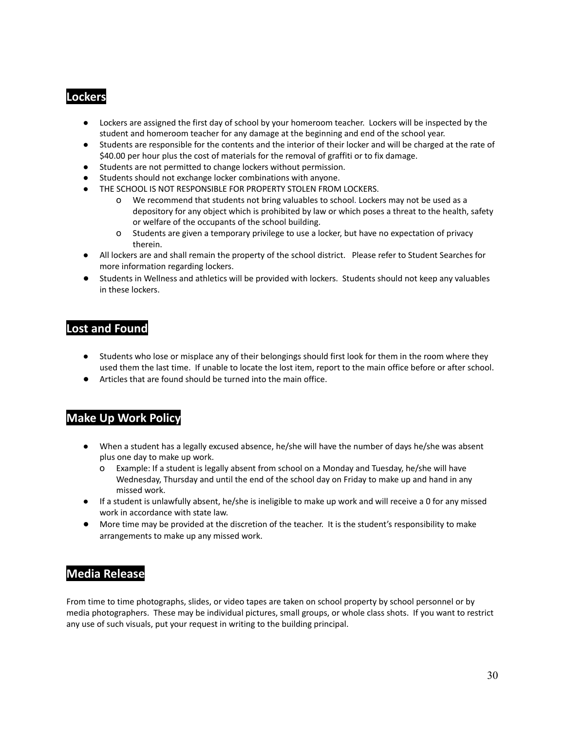## Lockers

- Lockers are assigned the first day of school by your homeroom teacher. Lockers will be inspected by the student and homeroom teacher for any damage at the beginning and end of the school year.
- Students are responsible for the contents and the interior of their locker and will be charged at the rate of $40.00 per hour plus the cost of materials for the removal of graffiti or to fix damage.
- Students are not permitted to change lockers without permission.
- Students should not exchange locker combinations with anyone.
- THE SCHOOL IS NOT RESPONSIBLE FOR PROPERTY STOLEN FROM LOCKERS.
  - We recommend that students not bring valuables to school. Lockers may not be used as a depository for any object which is prohibited by law or which poses a threat to the health, safety or welfare of the occupants of the school building.
  - Students are given a temporary privilege to use a locker, but have no expectation of privacy therein.
- All lockers are and shall remain the property of the school district. Please refer to Student Searches for more information regarding lockers.
- Students in Wellness and athletics will be provided with lockers. Students should not keep any valuables in these lockers.

## Lost and Found

- Students who lose or misplace any of their belongings should first look for them in the room where they used them the last time. If unable to locate the lost item, report to the main office before or after school.
- Articles that are found should be turned into the main office.

## Make Up Work Policy

- When a student has a legally excused absence, he/she will have the number of days he/she was absent plus one day to make up work.
  - Example: If a student is legally absent from school on a Monday and Tuesday, he/she will have Wednesday, Thursday and until the end of the school day on Friday to make up and hand in any missed work.
- If a student is unlawfully absent, he/she is ineligible to make up work and will receive a 0 for any missed work in accordance with state law.
- More time may be provided at the discretion of the teacher. It is the student's responsibility to make arrangements to make up any missed work.

## Media Release

From time to time photographs, slides, or video tapes are taken on school property by school personnel or by media photographers. These may be individual pictures, small groups, or whole class shots. If you want to restrict any use of such visuals, put your request in writing to the building principal.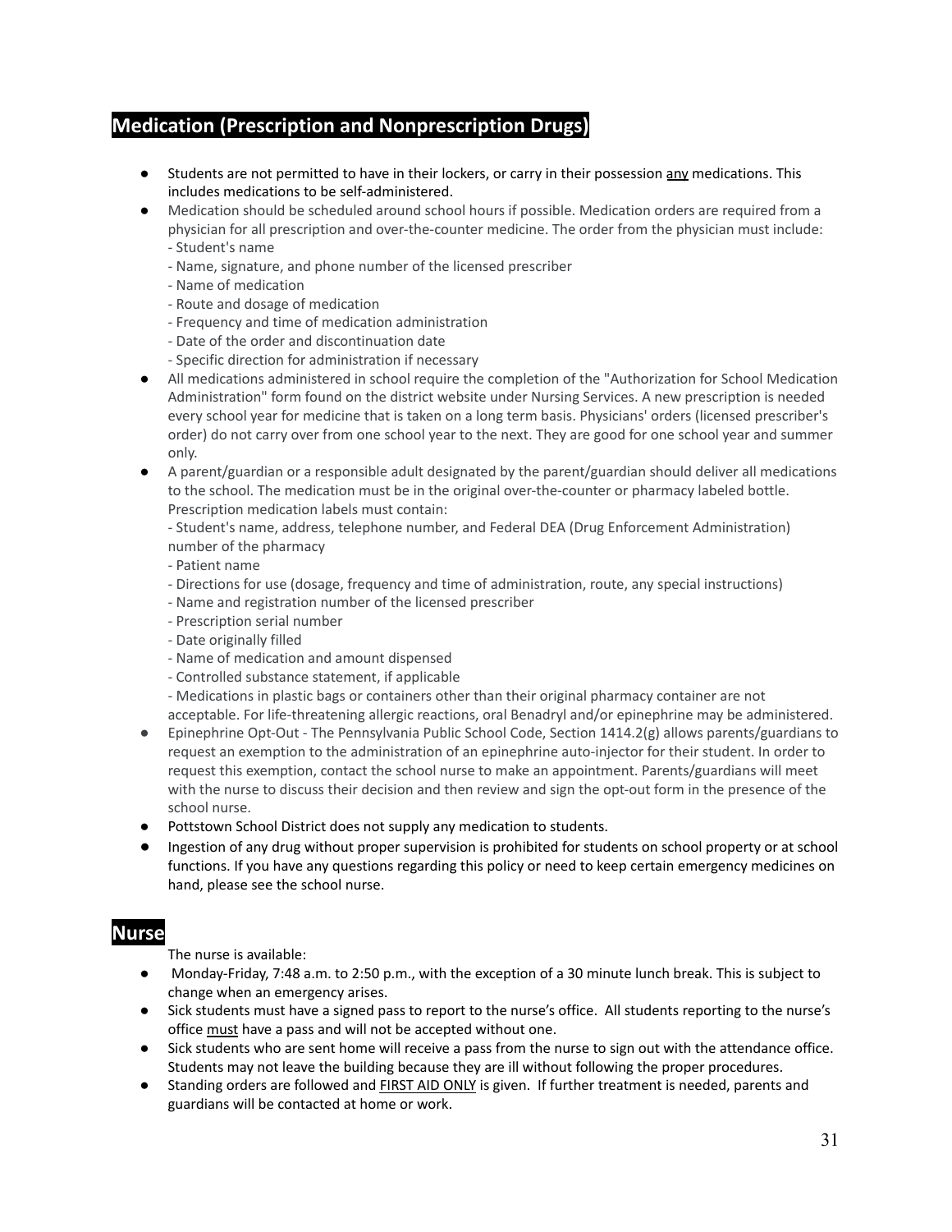## Medication (Prescription and Nonprescription Drugs)

- Students are not permitted to have in their lockers, or carry in their possession any medications. This includes medications to be self-administered.
- Medication should be scheduled around school hours if possible. Medication orders are required from a physician for all prescription and over-the-counter medicine. The order from the physician must include:
  - Student's name
  - Name, signature, and phone number of the licensed prescriber
  - Name of medication
  - Route and dosage of medication
  - Frequency and time of medication administration
  - Date of the order and discontinuation date
  - Specific direction for administration if necessary
- All medications administered in school require the completion of the "Authorization for School Medication Administration" form found on the district website under Nursing Services. A new prescription is needed every school year for medicine that is taken on a long term basis. Physicians' orders (licensed prescriber's order) do not carry over from one school year to the next. They are good for one school year and summer only.
- A parent/guardian or a responsible adult designated by the parent/guardian should deliver all medications to the school. The medication must be in the original over-the-counter or pharmacy labeled bottle. Prescription medication labels must contain:
  - Student's name, address, telephone number, and Federal DEA (Drug Enforcement Administration) number of the pharmacy
  - Patient name
  - Directions for use (dosage, frequency and time of administration, route, any special instructions)
  - Name and registration number of the licensed prescriber
  - Prescription serial number
  - Date originally filled
  - Name of medication and amount dispensed
  - Controlled substance statement, if applicable
  - Medications in plastic bags or containers other than their original pharmacy container are not acceptable. For life-threatening allergic reactions, oral Benadryl and/or epinephrine may be administered.
- Epinephrine Opt-Out - The Pennsylvania Public School Code, Section 1414.2(g) allows parents/guardians to request an exemption to the administration of an epinephrine auto-injector for their student. In order to request this exemption, contact the school nurse to make an appointment. Parents/guardians will meet with the nurse to discuss their decision and then review and sign the opt-out form in the presence of the school nurse.
- Pottstown School District does not supply any medication to students.
- Ingestion of any drug without proper supervision is prohibited for students on school property or at school functions. If you have any questions regarding this policy or need to keep certain emergency medicines on hand, please see the school nurse.

## Nurse

The nurse is available:

- Monday-Friday, 7:48 a.m. to 2:50 p.m., with the exception of a 30 minute lunch break. This is subject to change when an emergency arises.
- Sick students must have a signed pass to report to the nurse's office. All students reporting to the nurse's office must have a pass and will not be accepted without one.
- Sick students who are sent home will receive a pass from the nurse to sign out with the attendance office. Students may not leave the building because they are ill without following the proper procedures.
- Standing orders are followed and FIRST AID ONLY is given. If further treatment is needed, parents and guardians will be contacted at home or work.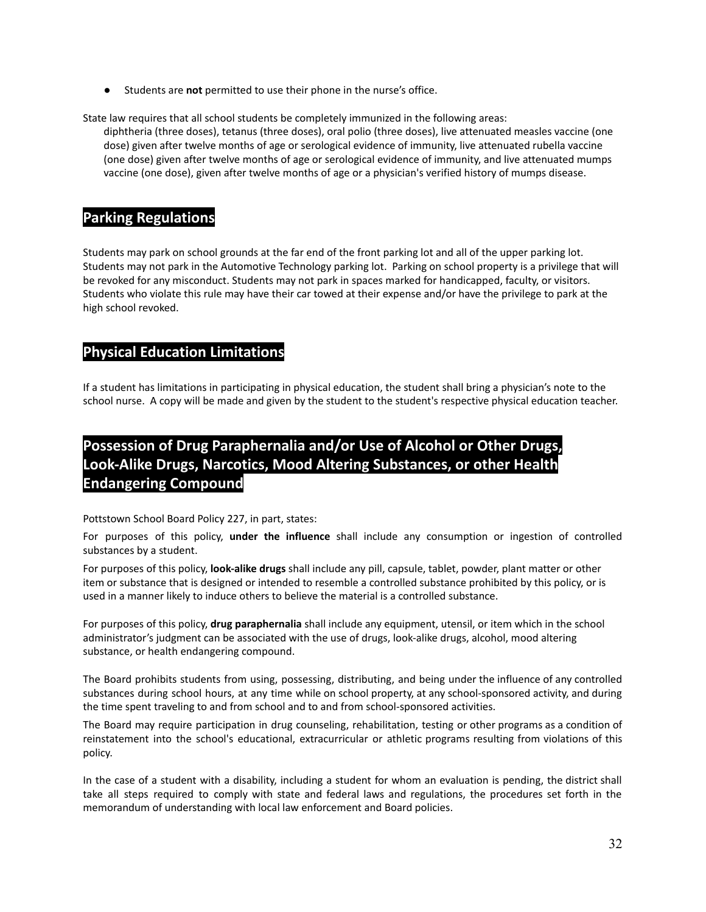- Students are **not** permitted to use their phone in the nurse's office.

State law requires that all school students be completely immunized in the following areas:

diphtheria (three doses), tetanus (three doses), oral polio (three doses), live attenuated measles vaccine (one dose) given after twelve months of age or serological evidence of immunity, live attenuated rubella vaccine (one dose) given after twelve months of age or serological evidence of immunity, and live attenuated mumps vaccine (one dose), given after twelve months of age or a physician's verified history of mumps disease.

## Parking Regulations

Students may park on school grounds at the far end of the front parking lot and all of the upper parking lot. Students may not park in the Automotive Technology parking lot. Parking on school property is a privilege that will be revoked for any misconduct. Students may not park in spaces marked for handicapped, faculty, or visitors. Students who violate this rule may have their car towed at their expense and/or have the privilege to park at the high school revoked.

## Physical Education Limitations

If a student has limitations in participating in physical education, the student shall bring a physician's note to the school nurse. A copy will be made and given by the student to the student's respective physical education teacher.

## Possession of Drug Paraphernalia and/or Use of Alcohol or Other Drugs, Look-Alike Drugs, Narcotics, Mood Altering Substances, or other Health Endangering Compound

Pottstown School Board Policy 227, in part, states:

For purposes of this policy, **under the influence** shall include any consumption or ingestion of controlled substances by a student.

For purposes of this policy, **look-alike drugs** shall include any pill, capsule, tablet, powder, plant matter or other item or substance that is designed or intended to resemble a controlled substance prohibited by this policy, or is used in a manner likely to induce others to believe the material is a controlled substance.

For purposes of this policy, **drug paraphernalia** shall include any equipment, utensil, or item which in the school administrator's judgment can be associated with the use of drugs, look-alike drugs, alcohol, mood altering substance, or health endangering compound.

The Board prohibits students from using, possessing, distributing, and being under the influence of any controlled substances during school hours, at any time while on school property, at any school-sponsored activity, and during the time spent traveling to and from school and to and from school-sponsored activities.

The Board may require participation in drug counseling, rehabilitation, testing or other programs as a condition of reinstatement into the school's educational, extracurricular or athletic programs resulting from violations of this policy.

In the case of a student with a disability, including a student for whom an evaluation is pending, the district shall take all steps required to comply with state and federal laws and regulations, the procedures set forth in the memorandum of understanding with local law enforcement and Board policies.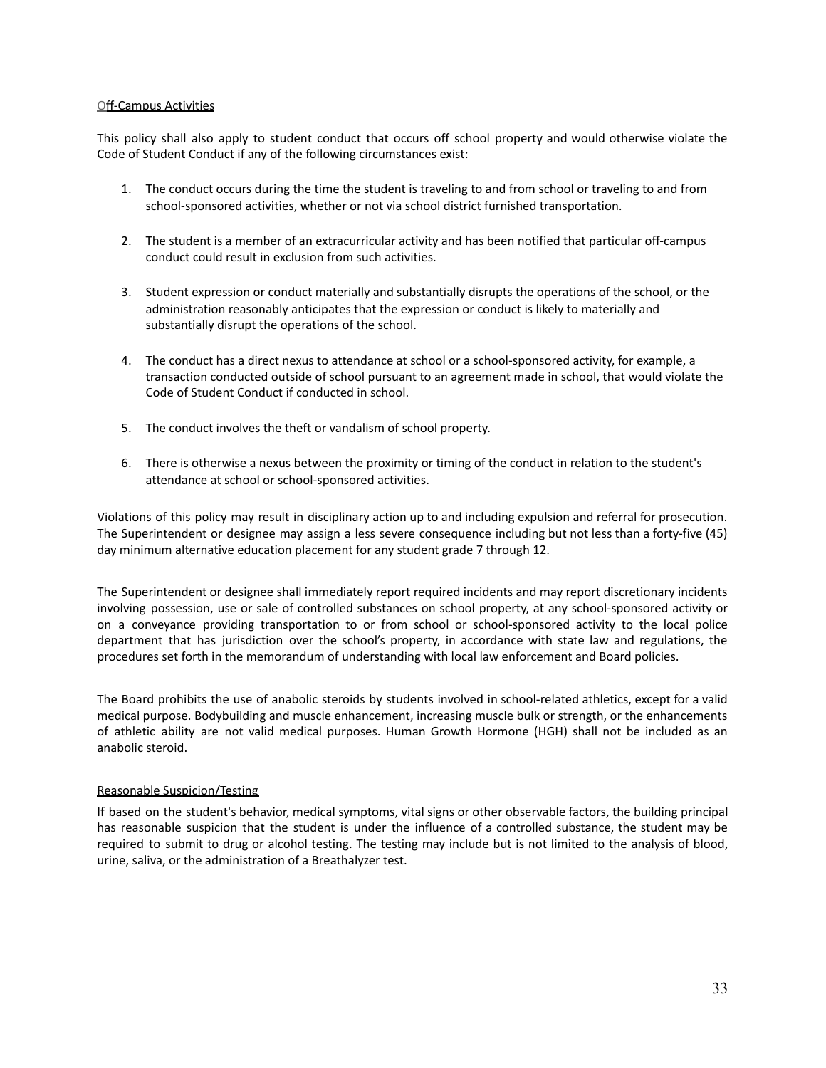Off-Campus Activities

This policy shall also apply to student conduct that occurs off school property and would otherwise violate the Code of Student Conduct if any of the following circumstances exist:

1. The conduct occurs during the time the student is traveling to and from school or traveling to and from school-sponsored activities, whether or not via school district furnished transportation.

2. The student is a member of an extracurricular activity and has been notified that particular off-campus conduct could result in exclusion from such activities.

3. Student expression or conduct materially and substantially disrupts the operations of the school, or the administration reasonably anticipates that the expression or conduct is likely to materially and substantially disrupt the operations of the school.

4. The conduct has a direct nexus to attendance at school or a school-sponsored activity, for example, a transaction conducted outside of school pursuant to an agreement made in school, that would violate the Code of Student Conduct if conducted in school.

5. The conduct involves the theft or vandalism of school property.

6. There is otherwise a nexus between the proximity or timing of the conduct in relation to the student's attendance at school or school-sponsored activities.

Violations of this policy may result in disciplinary action up to and including expulsion and referral for prosecution. The Superintendent or designee may assign a less severe consequence including but not less than a forty-five (45) day minimum alternative education placement for any student grade 7 through 12.

The Superintendent or designee shall immediately report required incidents and may report discretionary incidents involving possession, use or sale of controlled substances on school property, at any school-sponsored activity or on a conveyance providing transportation to or from school or school-sponsored activity to the local police department that has jurisdiction over the school's property, in accordance with state law and regulations, the procedures set forth in the memorandum of understanding with local law enforcement and Board policies.

The Board prohibits the use of anabolic steroids by students involved in school-related athletics, except for a valid medical purpose. Bodybuilding and muscle enhancement, increasing muscle bulk or strength, or the enhancements of athletic ability are not valid medical purposes. Human Growth Hormone (HGH) shall not be included as an anabolic steroid.

Reasonable Suspicion/Testing

If based on the student's behavior, medical symptoms, vital signs or other observable factors, the building principal has reasonable suspicion that the student is under the influence of a controlled substance, the student may be required to submit to drug or alcohol testing. The testing may include but is not limited to the analysis of blood, urine, saliva, or the administration of a Breathalyzer test.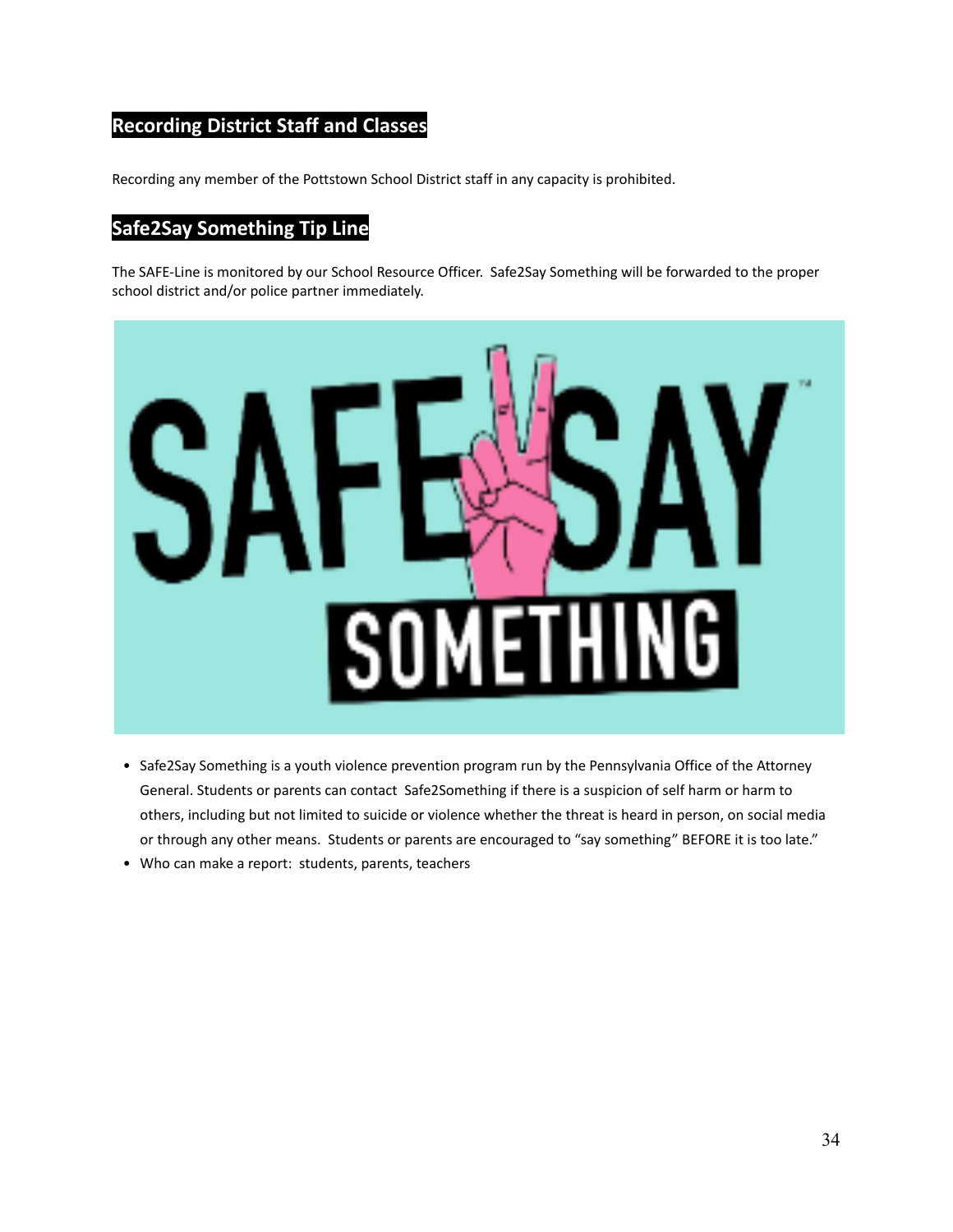## Recording District Staff and Classes

Recording any member of the Pottstown School District staff in any capacity is prohibited.

## Safe2Say Something Tip Line

The SAFE-Line is monitored by our School Resource Officer. Safe2Say Something will be forwarded to the proper school district and/or police partner immediately.

- Safe2Say Something is a youth violence prevention program run by the Pennsylvania Office of the Attorney General. Students or parents can contact Safe2Something if there is a suspicion of self harm or harm to others, including but not limited to suicide or violence whether the threat is heard in person, on social media or through any other means. Students or parents are encouraged to "say something" BEFORE it is too late."
- Who can make a report: students, parents, teachers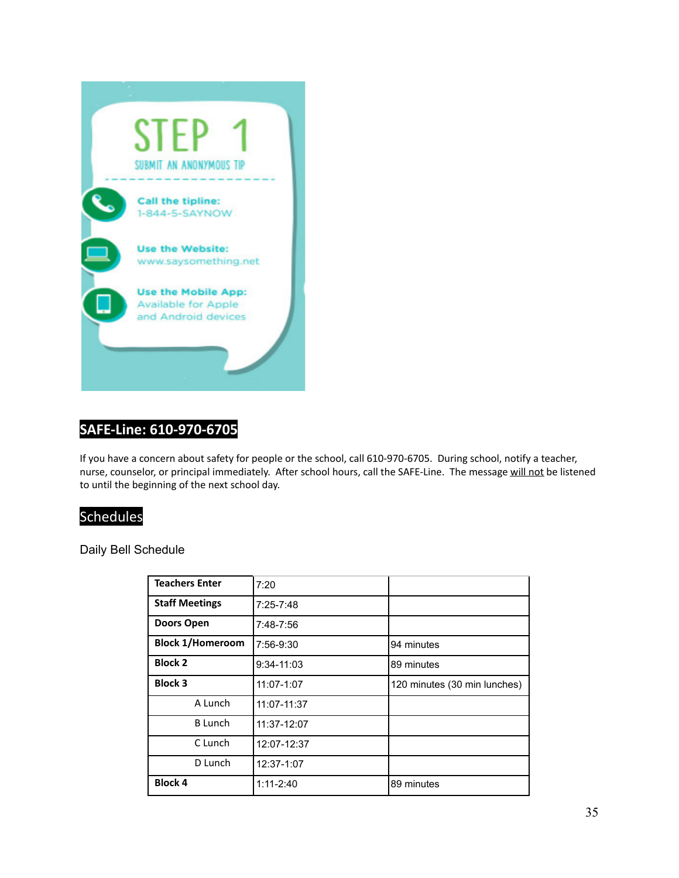STEP 1

SUBMIT AN ANONYMOUS TIP

Call the tipline:
1-844-5-SAYNOW

Use the Website:
www.saysomething.net

Use the Mobile App:
Available for Apple and Android devices

## SAFE-Line: 610-970-6705

If you have a concern about safety for people or the school, call 610-970-6705. During school, notify a teacher, nurse, counselor, or principal immediately. After school hours, call the SAFE-Line. The message will not be listened to until the beginning of the next school day.

## Schedules

### Daily Bell Schedule

| | | |
|---|---|---|
| **Teachers Enter** | 7:20 | |
| **Staff Meetings** | 7:25-7:48 | |
| **Doors Open** | 7:48-7:56 | |
| **Block 1/Homeroom** | 7:56-9:30 | 94 minutes |
| **Block 2** | 9:34-11:03 | 89 minutes |
| **Block 3** | 11:07-1:07 | 120 minutes (30 min lunches) |
| A Lunch | 11:07-11:37 | |
| B Lunch | 11:37-12:07 | |
| C Lunch | 12:07-12:37 | |
| D Lunch | 12:37-1:07 | |
| **Block 4** | 1:11-2:40 | 89 minutes |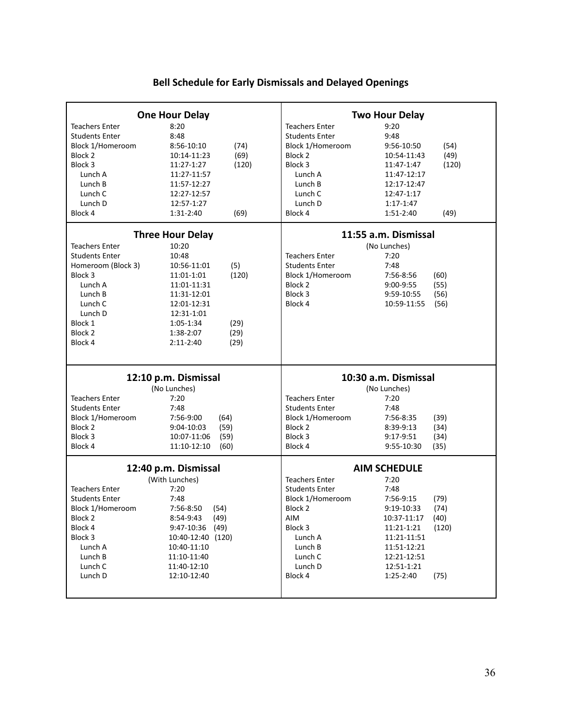# Bell Schedule for Early Dismissals and Delayed Openings

### One Hour Delay

| | | |
|---|---|---|
| Teachers Enter | 8:20 | |
| Students Enter | 8:48 | |
| Block 1/Homeroom | 8:56-10:10 | (74) |
| Block 2 | 10:14-11:23 | (69) |
| Block 3 | 11:27-1:27 | (120) |
| Lunch A | 11:27-11:57 | |
| Lunch B | 11:57-12:27 | |
| Lunch C | 12:27-12:57 | |
| Lunch D | 12:57-1:27 | |
| Block 4 | 1:31-2:40 | (69) |

### Two Hour Delay

| | | |
|---|---|---|
| Teachers Enter | 9:20 | |
| Students Enter | 9:48 | |
| Block 1/Homeroom | 9:56-10:50 | (54) |
| Block 2 | 10:54-11:43 | (49) |
| Block 3 | 11:47-1:47 | (120) |
| Lunch A | 11:47-12:17 | |
| Lunch B | 12:17-12:47 | |
| Lunch C | 12:47-1:17 | |
| Lunch D | 1:17-1:47 | |
| Block 4 | 1:51-2:40 | (49) |

### Three Hour Delay

| | | |
|---|---|---|
| Teachers Enter | 10:20 | |
| Students Enter | 10:48 | |
| Homeroom (Block 3) | 10:56-11:01 | (5) |
| Block 3 | 11:01-1:01 | (120) |
| Lunch A | 11:01-11:31 | |
| Lunch B | 11:31-12:01 | |
| Lunch C | 12:01-12:31 | |
| Lunch D | 12:31-1:01 | |
| Block 1 | 1:05-1:34 | (29) |
| Block 2 | 1:38-2:07 | (29) |
| Block 4 | 2:11-2:40 | (29) |

### 11:55 a.m. Dismissal

(No Lunches)

| | | |
|---|---|---|
| Teachers Enter | 7:20 | |
| Students Enter | 7:48 | |
| Block 1/Homeroom | 7:56-8:56 | (60) |
| Block 2 | 9:00-9:55 | (55) |
| Block 3 | 9:59-10:55 | (56) |
| Block 4 | 10:59-11:55 | (56) |

### 12:10 p.m. Dismissal

(No Lunches)

| | | |
|---|---|---|
| Teachers Enter | 7:20 | |
| Students Enter | 7:48 | |
| Block 1/Homeroom | 7:56-9:00 | (64) |
| Block 2 | 9:04-10:03 | (59) |
| Block 3 | 10:07-11:06 | (59) |
| Block 4 | 11:10-12:10 | (60) |

### 10:30 a.m. Dismissal

(No Lunches)

| | | |
|---|---|---|
| Teachers Enter | 7:20 | |
| Students Enter | 7:48 | |
| Block 1/Homeroom | 7:56-8:35 | (39) |
| Block 2 | 8:39-9:13 | (34) |
| Block 3 | 9:17-9:51 | (34) |
| Block 4 | 9:55-10:30 | (35) |

### 12:40 p.m. Dismissal

(With Lunches)

| | | |
|---|---|---|
| Teachers Enter | 7:20 | |
| Students Enter | 7:48 | |
| Block 1/Homeroom | 7:56-8:50 | (54) |
| Block 2 | 8:54-9:43 | (49) |
| Block 4 | 9:47-10:36 | (49) |
| Block 3 | 10:40-12:40 | (120) |
| Lunch A | 10:40-11:10 | |
| Lunch B | 11:10-11:40 | |
| Lunch C | 11:40-12:10 | |
| Lunch D | 12:10-12:40 | |

### AIM SCHEDULE

| | | |
|---|---|---|
| Teachers Enter | 7:20 | |
| Students Enter | 7:48 | |
| Block 1/Homeroom | 7:56-9:15 | (79) |
| Block 2 | 9:19-10:33 | (74) |
| AIM | 10:37-11:17 | (40) |
| Block 3 | 11:21-1:21 | (120) |
| Lunch A | 11:21-11:51 | |
| Lunch B | 11:51-12:21 | |
| Lunch C | 12:21-12:51 | |
| Lunch D | 12:51-1:21 | |
| Block 4 | 1:25-2:40 | (75) |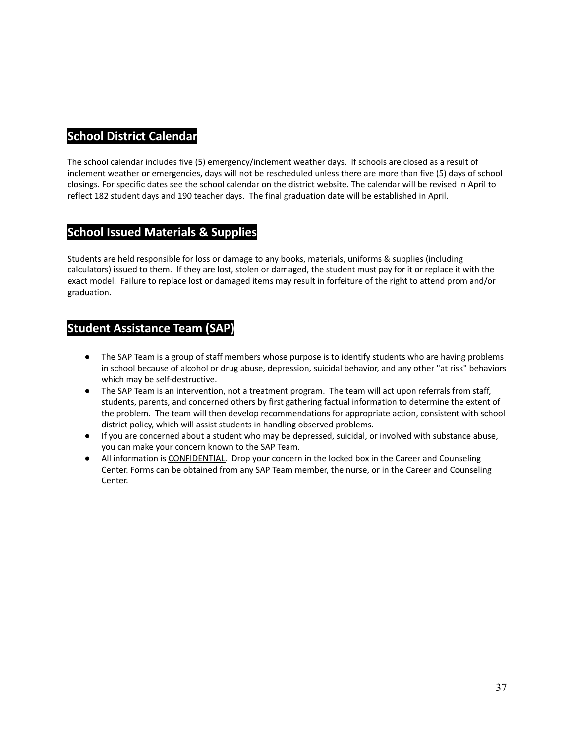## School District Calendar

The school calendar includes five (5) emergency/inclement weather days. If schools are closed as a result of inclement weather or emergencies, days will not be rescheduled unless there are more than five (5) days of school closings. For specific dates see the school calendar on the district website. The calendar will be revised in April to reflect 182 student days and 190 teacher days. The final graduation date will be established in April.

## School Issued Materials & Supplies

Students are held responsible for loss or damage to any books, materials, uniforms & supplies (including calculators) issued to them. If they are lost, stolen or damaged, the student must pay for it or replace it with the exact model. Failure to replace lost or damaged items may result in forfeiture of the right to attend prom and/or graduation.

## Student Assistance Team (SAP)

- The SAP Team is a group of staff members whose purpose is to identify students who are having problems in school because of alcohol or drug abuse, depression, suicidal behavior, and any other "at risk" behaviors which may be self-destructive.
- The SAP Team is an intervention, not a treatment program. The team will act upon referrals from staff, students, parents, and concerned others by first gathering factual information to determine the extent of the problem. The team will then develop recommendations for appropriate action, consistent with school district policy, which will assist students in handling observed problems.
- If you are concerned about a student who may be depressed, suicidal, or involved with substance abuse, you can make your concern known to the SAP Team.
- All information is <u>CONFIDENTIAL</u>. Drop your concern in the locked box in the Career and Counseling Center. Forms can be obtained from any SAP Team member, the nurse, or in the Career and Counseling Center.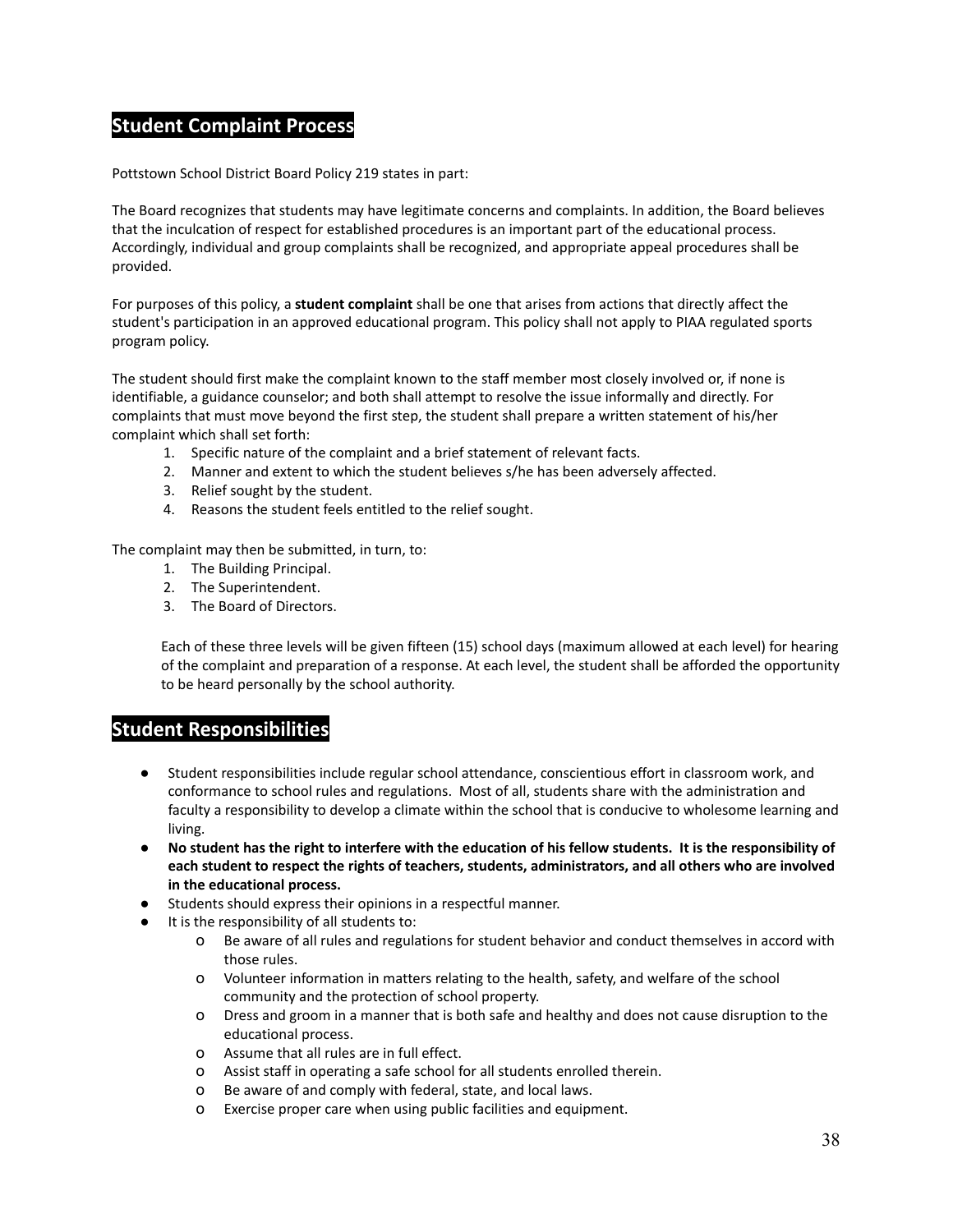## Student Complaint Process

Pottstown School District Board Policy 219 states in part:

The Board recognizes that students may have legitimate concerns and complaints. In addition, the Board believes that the inculcation of respect for established procedures is an important part of the educational process. Accordingly, individual and group complaints shall be recognized, and appropriate appeal procedures shall be provided.

For purposes of this policy, a **student complaint** shall be one that arises from actions that directly affect the student's participation in an approved educational program. This policy shall not apply to PIAA regulated sports program policy.

The student should first make the complaint known to the staff member most closely involved or, if none is identifiable, a guidance counselor; and both shall attempt to resolve the issue informally and directly. For complaints that must move beyond the first step, the student shall prepare a written statement of his/her complaint which shall set forth:

1. Specific nature of the complaint and a brief statement of relevant facts.
2. Manner and extent to which the student believes s/he has been adversely affected.
3. Relief sought by the student.
4. Reasons the student feels entitled to the relief sought.

The complaint may then be submitted, in turn, to:

1. The Building Principal.
2. The Superintendent.
3. The Board of Directors.

Each of these three levels will be given fifteen (15) school days (maximum allowed at each level) for hearing of the complaint and preparation of a response. At each level, the student shall be afforded the opportunity to be heard personally by the school authority.

## Student Responsibilities

- Student responsibilities include regular school attendance, conscientious effort in classroom work, and conformance to school rules and regulations. Most of all, students share with the administration and faculty a responsibility to develop a climate within the school that is conducive to wholesome learning and living.
- **No student has the right to interfere with the education of his fellow students. It is the responsibility of each student to respect the rights of teachers, students, administrators, and all others who are involved in the educational process.**
- Students should express their opinions in a respectful manner.
- It is the responsibility of all students to:
  - Be aware of all rules and regulations for student behavior and conduct themselves in accord with those rules.
  - Volunteer information in matters relating to the health, safety, and welfare of the school community and the protection of school property.
  - Dress and groom in a manner that is both safe and healthy and does not cause disruption to the educational process.
  - Assume that all rules are in full effect.
  - Assist staff in operating a safe school for all students enrolled therein.
  - Be aware of and comply with federal, state, and local laws.
  - Exercise proper care when using public facilities and equipment.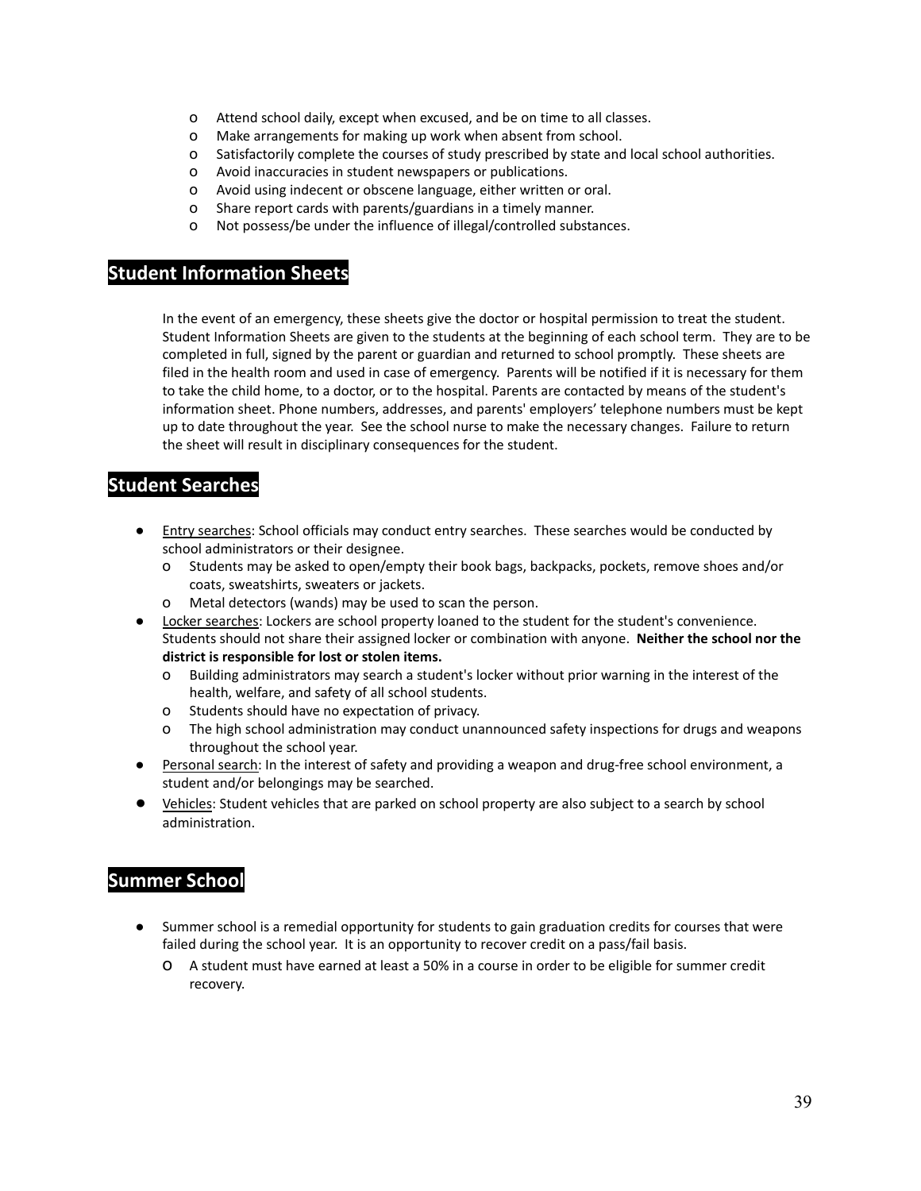- Attend school daily, except when excused, and be on time to all classes.
- Make arrangements for making up work when absent from school.
- Satisfactorily complete the courses of study prescribed by state and local school authorities.
- Avoid inaccuracies in student newspapers or publications.
- Avoid using indecent or obscene language, either written or oral.
- Share report cards with parents/guardians in a timely manner.
- Not possess/be under the influence of illegal/controlled substances.

## Student Information Sheets

In the event of an emergency, these sheets give the doctor or hospital permission to treat the student. Student Information Sheets are given to the students at the beginning of each school term. They are to be completed in full, signed by the parent or guardian and returned to school promptly. These sheets are filed in the health room and used in case of emergency. Parents will be notified if it is necessary for them to take the child home, to a doctor, or to the hospital. Parents are contacted by means of the student's information sheet. Phone numbers, addresses, and parents' employers' telephone numbers must be kept up to date throughout the year. See the school nurse to make the necessary changes. Failure to return the sheet will result in disciplinary consequences for the student.

## Student Searches

- Entry searches: School officials may conduct entry searches. These searches would be conducted by school administrators or their designee.
  - Students may be asked to open/empty their book bags, backpacks, pockets, remove shoes and/or coats, sweatshirts, sweaters or jackets.
  - Metal detectors (wands) may be used to scan the person.
- Locker searches: Lockers are school property loaned to the student for the student's convenience. Students should not share their assigned locker or combination with anyone. **Neither the school nor the district is responsible for lost or stolen items.**
  - Building administrators may search a student's locker without prior warning in the interest of the health, welfare, and safety of all school students.
  - Students should have no expectation of privacy.
  - The high school administration may conduct unannounced safety inspections for drugs and weapons throughout the school year.
- Personal search: In the interest of safety and providing a weapon and drug-free school environment, a student and/or belongings may be searched.
- Vehicles: Student vehicles that are parked on school property are also subject to a search by school administration.

## Summer School

- Summer school is a remedial opportunity for students to gain graduation credits for courses that were failed during the school year. It is an opportunity to recover credit on a pass/fail basis.
  - A student must have earned at least a 50% in a course in order to be eligible for summer credit recovery.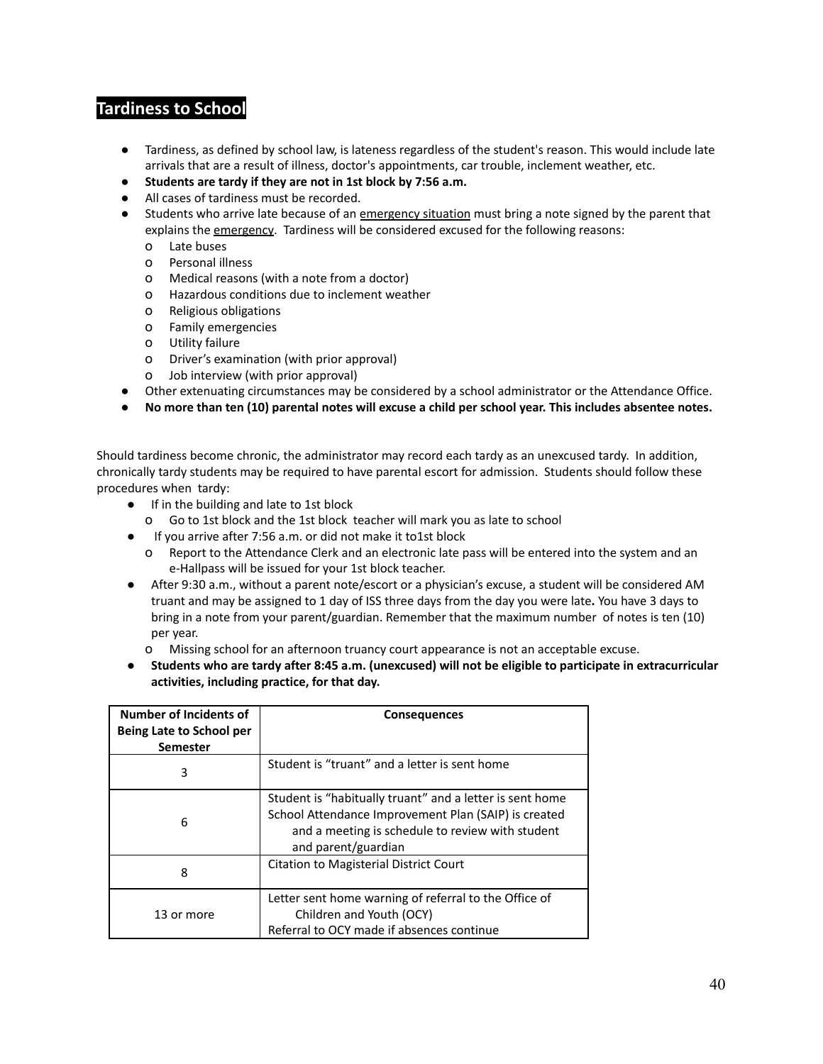## Tardiness to School

- Tardiness, as defined by school law, is lateness regardless of the student's reason. This would include late arrivals that are a result of illness, doctor's appointments, car trouble, inclement weather, etc.
- **Students are tardy if they are not in 1st block by 7:56 a.m.**
- All cases of tardiness must be recorded.
- Students who arrive late because of an <u>emergency situation</u> must bring a note signed by the parent that explains the <u>emergency</u>. Tardiness will be considered excused for the following reasons:
  - Late buses
  - Personal illness
  - Medical reasons (with a note from a doctor)
  - Hazardous conditions due to inclement weather
  - Religious obligations
  - Family emergencies
  - Utility failure
  - Driver's examination (with prior approval)
  - Job interview (with prior approval)
- Other extenuating circumstances may be considered by a school administrator or the Attendance Office.
- **No more than ten (10) parental notes will excuse a child per school year. This includes absentee notes.**

Should tardiness become chronic, the administrator may record each tardy as an unexcused tardy. In addition, chronically tardy students may be required to have parental escort for admission. Students should follow these procedures when tardy:

- If in the building and late to 1st block
  - Go to 1st block and the 1st block teacher will mark you as late to school
- If you arrive after 7:56 a.m. or did not make it to1st block
  - Report to the Attendance Clerk and an electronic late pass will be entered into the system and an e-Hallpass will be issued for your 1st block teacher.
- After 9:30 a.m., without a parent note/escort or a physician's excuse, a student will be considered AM truant and may be assigned to 1 day of ISS three days from the day you were late**.** You have 3 days to bring in a note from your parent/guardian. Remember that the maximum number of notes is ten (10) per year.
  - Missing school for an afternoon truancy court appearance is not an acceptable excuse.
- **Students who are tardy after 8:45 a.m. (unexcused) will not be eligible to participate in extracurricular activities, including practice, for that day.**

| Number of Incidents of Being Late to School per Semester | Consequences |
|---|---|
| 3 | Student is "truant" and a letter is sent home |
| 6 | Student is "habitually truant" and a letter is sent home<br>School Attendance Improvement Plan (SAIP) is created and a meeting is schedule to review with student and parent/guardian |
| 8 | Citation to Magisterial District Court |
| 13 or more | Letter sent home warning of referral to the Office of Children and Youth (OCY)<br>Referral to OCY made if absences continue |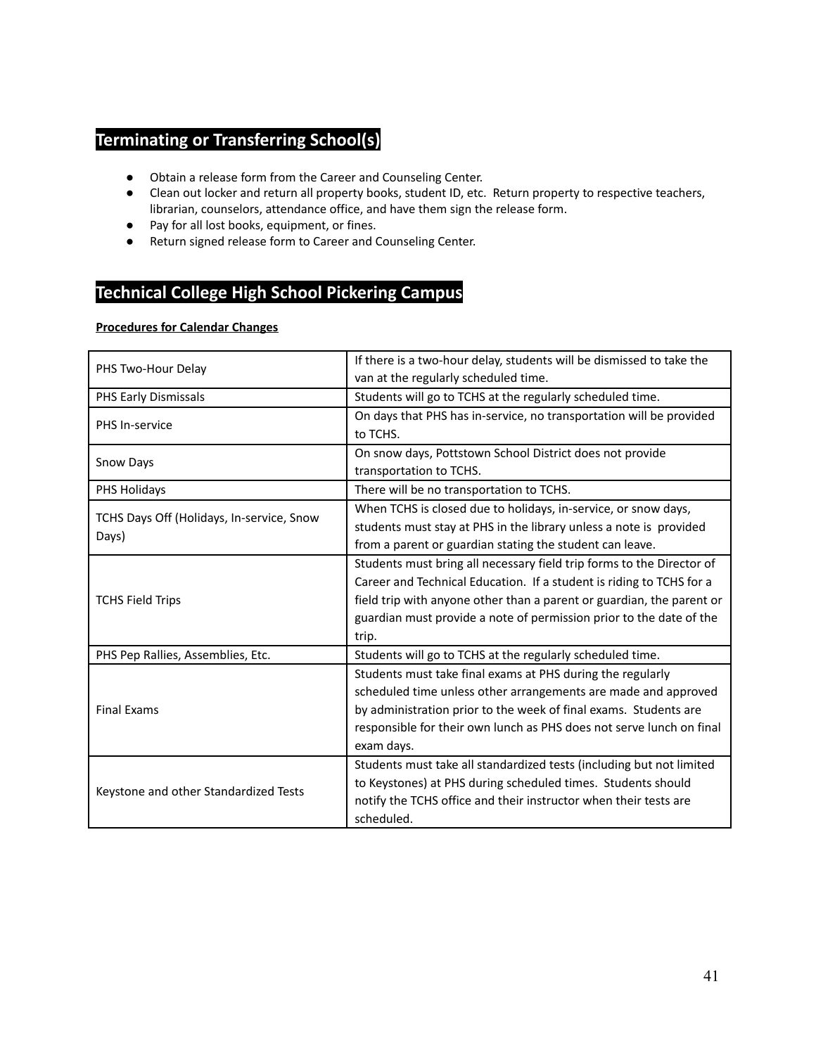## Terminating or Transferring School(s)

- Obtain a release form from the Career and Counseling Center.
- Clean out locker and return all property books, student ID, etc. Return property to respective teachers, librarian, counselors, attendance office, and have them sign the release form.
- Pay for all lost books, equipment, or fines.
- Return signed release form to Career and Counseling Center.

## Technical College High School Pickering Campus

**Procedures for Calendar Changes**

| | |
|---|---|
| PHS Two-Hour Delay | If there is a two-hour delay, students will be dismissed to take the van at the regularly scheduled time. |
| PHS Early Dismissals | Students will go to TCHS at the regularly scheduled time. |
| PHS In-service | On days that PHS has in-service, no transportation will be provided to TCHS. |
| Snow Days | On snow days, Pottstown School District does not provide transportation to TCHS. |
| PHS Holidays | There will be no transportation to TCHS. |
| TCHS Days Off (Holidays, In-service, Snow Days) | When TCHS is closed due to holidays, in-service, or snow days, students must stay at PHS in the library unless a note is provided from a parent or guardian stating the student can leave. |
| TCHS Field Trips | Students must bring all necessary field trip forms to the Director of Career and Technical Education. If a student is riding to TCHS for a field trip with anyone other than a parent or guardian, the parent or guardian must provide a note of permission prior to the date of the trip. |
| PHS Pep Rallies, Assemblies, Etc. | Students will go to TCHS at the regularly scheduled time. |
| Final Exams | Students must take final exams at PHS during the regularly scheduled time unless other arrangements are made and approved by administration prior to the week of final exams. Students are responsible for their own lunch as PHS does not serve lunch on final exam days. |
| Keystone and other Standardized Tests | Students must take all standardized tests (including but not limited to Keystones) at PHS during scheduled times. Students should notify the TCHS office and their instructor when their tests are scheduled. |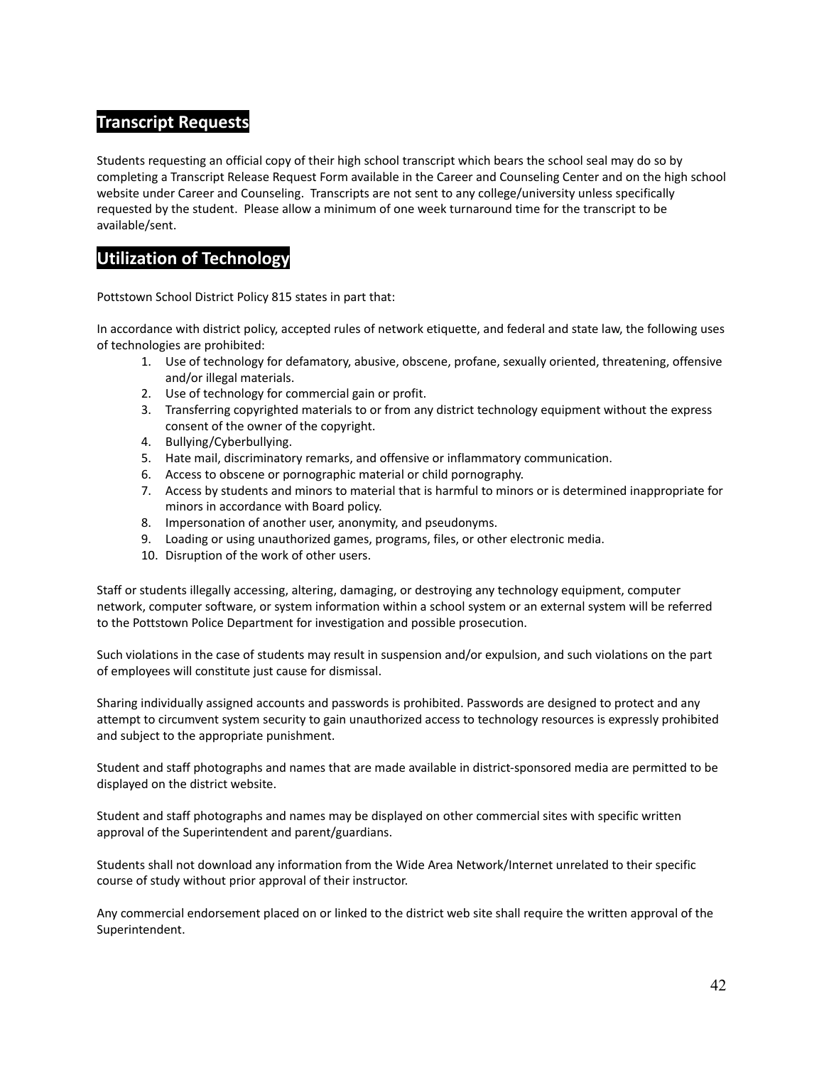## Transcript Requests

Students requesting an official copy of their high school transcript which bears the school seal may do so by completing a Transcript Release Request Form available in the Career and Counseling Center and on the high school website under Career and Counseling. Transcripts are not sent to any college/university unless specifically requested by the student. Please allow a minimum of one week turnaround time for the transcript to be available/sent.

## Utilization of Technology

Pottstown School District Policy 815 states in part that:

In accordance with district policy, accepted rules of network etiquette, and federal and state law, the following uses of technologies are prohibited:

1. Use of technology for defamatory, abusive, obscene, profane, sexually oriented, threatening, offensive and/or illegal materials.
2. Use of technology for commercial gain or profit.
3. Transferring copyrighted materials to or from any district technology equipment without the express consent of the owner of the copyright.
4. Bullying/Cyberbullying.
5. Hate mail, discriminatory remarks, and offensive or inflammatory communication.
6. Access to obscene or pornographic material or child pornography.
7. Access by students and minors to material that is harmful to minors or is determined inappropriate for minors in accordance with Board policy.
8. Impersonation of another user, anonymity, and pseudonyms.
9. Loading or using unauthorized games, programs, files, or other electronic media.
10. Disruption of the work of other users.

Staff or students illegally accessing, altering, damaging, or destroying any technology equipment, computer network, computer software, or system information within a school system or an external system will be referred to the Pottstown Police Department for investigation and possible prosecution.

Such violations in the case of students may result in suspension and/or expulsion, and such violations on the part of employees will constitute just cause for dismissal.

Sharing individually assigned accounts and passwords is prohibited. Passwords are designed to protect and any attempt to circumvent system security to gain unauthorized access to technology resources is expressly prohibited and subject to the appropriate punishment.

Student and staff photographs and names that are made available in district-sponsored media are permitted to be displayed on the district website.

Student and staff photographs and names may be displayed on other commercial sites with specific written approval of the Superintendent and parent/guardians.

Students shall not download any information from the Wide Area Network/Internet unrelated to their specific course of study without prior approval of their instructor.

Any commercial endorsement placed on or linked to the district web site shall require the written approval of the Superintendent.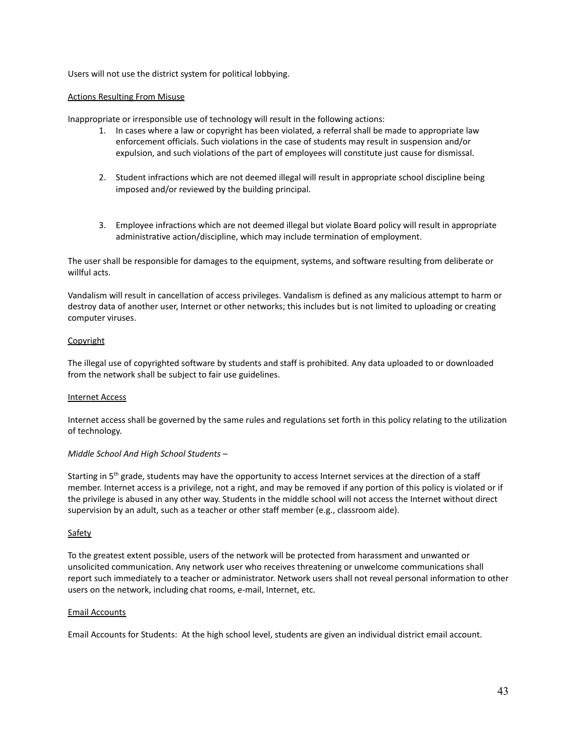Users will not use the district system for political lobbying.

<u>Actions Resulting From Misuse</u>

Inappropriate or irresponsible use of technology will result in the following actions:

1. In cases where a law or copyright has been violated, a referral shall be made to appropriate law enforcement officials. Such violations in the case of students may result in suspension and/or expulsion, and such violations of the part of employees will constitute just cause for dismissal.

2. Student infractions which are not deemed illegal will result in appropriate school discipline being imposed and/or reviewed by the building principal.

3. Employee infractions which are not deemed illegal but violate Board policy will result in appropriate administrative action/discipline, which may include termination of employment.

The user shall be responsible for damages to the equipment, systems, and software resulting from deliberate or willful acts.

Vandalism will result in cancellation of access privileges. Vandalism is defined as any malicious attempt to harm or destroy data of another user, Internet or other networks; this includes but is not limited to uploading or creating computer viruses.

<u>Copyright</u>

The illegal use of copyrighted software by students and staff is prohibited. Any data uploaded to or downloaded from the network shall be subject to fair use guidelines.

<u>Internet Access</u>

Internet access shall be governed by the same rules and regulations set forth in this policy relating to the utilization of technology.

*Middle School And High School Students* –

Starting in 5th grade, students may have the opportunity to access Internet services at the direction of a staff member. Internet access is a privilege, not a right, and may be removed if any portion of this policy is violated or if the privilege is abused in any other way. Students in the middle school will not access the Internet without direct supervision by an adult, such as a teacher or other staff member (e.g., classroom aide).

<u>Safety</u>

To the greatest extent possible, users of the network will be protected from harassment and unwanted or unsolicited communication. Any network user who receives threatening or unwelcome communications shall report such immediately to a teacher or administrator. Network users shall not reveal personal information to other users on the network, including chat rooms, e-mail, Internet, etc.

<u>Email Accounts</u>

Email Accounts for Students: At the high school level, students are given an individual district email account.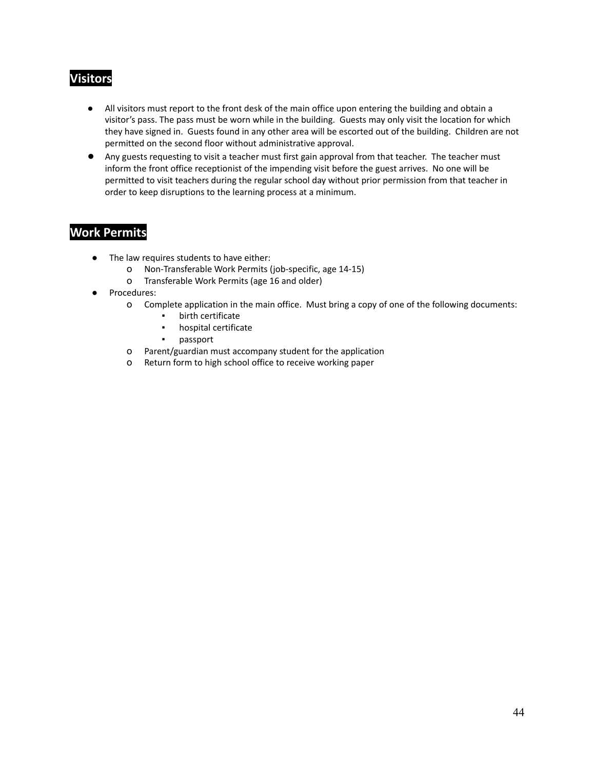## Visitors

- All visitors must report to the front desk of the main office upon entering the building and obtain a visitor's pass. The pass must be worn while in the building. Guests may only visit the location for which they have signed in. Guests found in any other area will be escorted out of the building. Children are not permitted on the second floor without administrative approval.
- Any guests requesting to visit a teacher must first gain approval from that teacher. The teacher must inform the front office receptionist of the impending visit before the guest arrives. No one will be permitted to visit teachers during the regular school day without prior permission from that teacher in order to keep disruptions to the learning process at a minimum.

## Work Permits

- The law requires students to have either:
  - Non-Transferable Work Permits (job-specific, age 14-15)
  - Transferable Work Permits (age 16 and older)
- Procedures:
  - Complete application in the main office. Must bring a copy of one of the following documents:
    - birth certificate
    - hospital certificate
    - passport
  - Parent/guardian must accompany student for the application
  - Return form to high school office to receive working paper